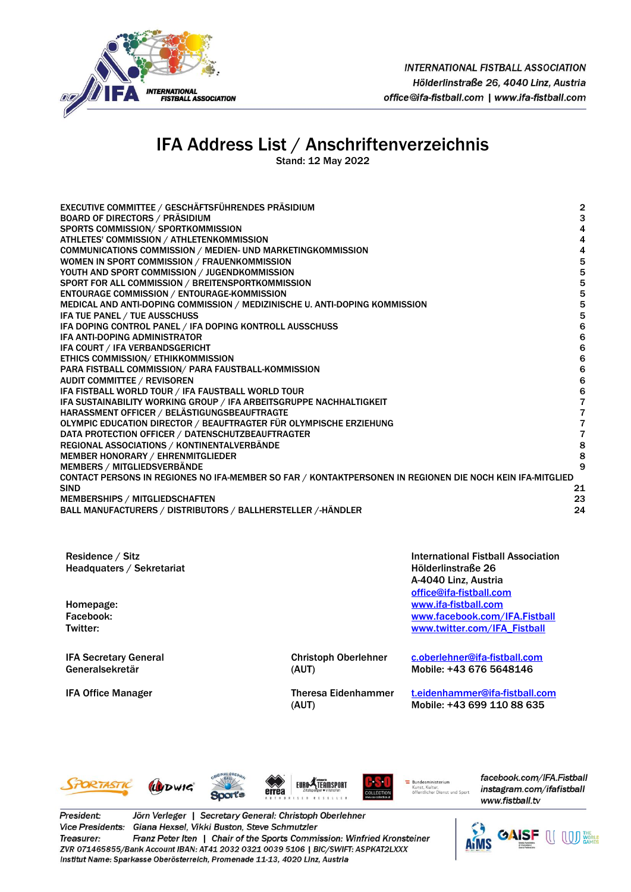INTERNATIONAL FISTBALL ASSOCIATION
Hölderlinstraße 26, 4040 Linz, Austria
office@ifa-fistball.com | www.ifa-fistball.com

# IFA Address List / Anschriftenverzeichnis

Stand: 12 May 2022

| | |
|---|---|
| EXECUTIVE COMMITTEE / GESCHÄFTSFÜHRENDES PRÄSIDIUM | 2 |
| BOARD OF DIRECTORS / PRÄSIDIUM | 3 |
| SPORTS COMMISSION/ SPORTKOMMISSION | 4 |
| ATHLETES' COMMISSION / ATHLETENKOMMISSION | 4 |
| COMMUNICATIONS COMMISSION / MEDIEN- UND MARKETINGKOMMISSION | 4 |
| WOMEN IN SPORT COMMISSION / FRAUENKOMMISSION | 5 |
| YOUTH AND SPORT COMMISSION / JUGENDKOMMISSION | 5 |
| SPORT FOR ALL COMMISSION / BREITENSPORTKOMMISSION | 5 |
| ENTOURAGE COMMISSION / ENTOURAGE-KOMMISSION | 5 |
| MEDICAL AND ANTI-DOPING COMMISSION / MEDIZINISCHE U. ANTI-DOPING KOMMISSION | 5 |
| IFA TUE PANEL / TUE AUSSCHUSS | 5 |
| IFA DOPING CONTROL PANEL / IFA DOPING KONTROLL AUSSCHUSS | 6 |
| IFA ANTI-DOPING ADMINISTRATOR | 6 |
| IFA COURT / IFA VERBANDSGERICHT | 6 |
| ETHICS COMMISSION/ ETHIKKOMMISSION | 6 |
| PARA FISTBALL COMMISSION/ PARA FAUSTBALL-KOMMISSION | 6 |
| AUDIT COMMITTEE / REVISOREN | 6 |
| IFA FISTBALL WORLD TOUR / IFA FAUSTBALL WORLD TOUR | 6 |
| IFA SUSTAINABILITY WORKING GROUP / IFA ARBEITSGRUPPE NACHHALTIGKEIT | 7 |
| HARASSMENT OFFICER / BELÄSTIGUNGSBEAUFTRAGTE | 7 |
| OLYMPIC EDUCATION DIRECTOR / BEAUFTRAGTER FÜR OLYMPISCHE ERZIEHUNG | 7 |
| DATA PROTECTION OFFICER / DATENSCHUTZBEAUFTRAGTER | 7 |
| REGIONAL ASSOCIATIONS / KONTINENTALVERBÄNDE | 8 |
| MEMBER HONORARY / EHRENMITGLIEDER | 8 |
| MEMBERS / MITGLIEDSVERBÄNDE | 9 |
| CONTACT PERSONS IN REGIONES NO IFA-MEMBER SO FAR / KONTAKTPERSONEN IN REGIONEN DIE NOCH KEIN IFA-MITGLIED SIND | 21 |
| MEMBERSHIPS / MITGLIEDSCHAFTEN | 23 |
| BALL MANUFACTURERS / DISTRIBUTORS / BALLHERSTELLER /-HÄNDLER | 24 |

| | | |
|---|---|---|
| Residence / Sitz<br>Headquaters / Sekretariat | | International Fistball Association<br>Hölderlinstraße 26<br>A-4040 Linz, Austria<br>office@ifa-fistball.com |
| Homepage: | | www.ifa-fistball.com |
| Facebook: | | www.facebook.com/IFA.Fistball |
| Twitter: | | www.twitter.com/IFA_Fistball |
| IFA Secretary General<br>Generalsekretär | Christoph Oberlehner<br>(AUT) | c.oberlehner@ifa-fistball.com<br>Mobile: +43 676 5648146 |
| IFA Office Manager | Theresa Eidenhammer<br>(AUT) | t.eidenhammer@ifa-fistball.com<br>Mobile: +43 699 110 88 635 |

facebook.com/IFA.Fistball
instagram.com/ifafistball
www.fistball.tv

*President:* Jörn Verleger | Secretary General: Christoph Oberlehner
*Vice Presidents:* Giana Hexsel, Vikki Buston, Steve Schmutzler
*Treasurer:* Franz Peter Iten | Chair of the Sports Commission: Winfried Kronsteiner
ZVR 071465855/Bank Account IBAN: AT41 2032 0321 0039 5106 | BIC/SWIFT: ASPKAT2LXXX
Institut Name: Sparkasse Oberösterreich, Promenade 11-13, 4020 Linz, Austria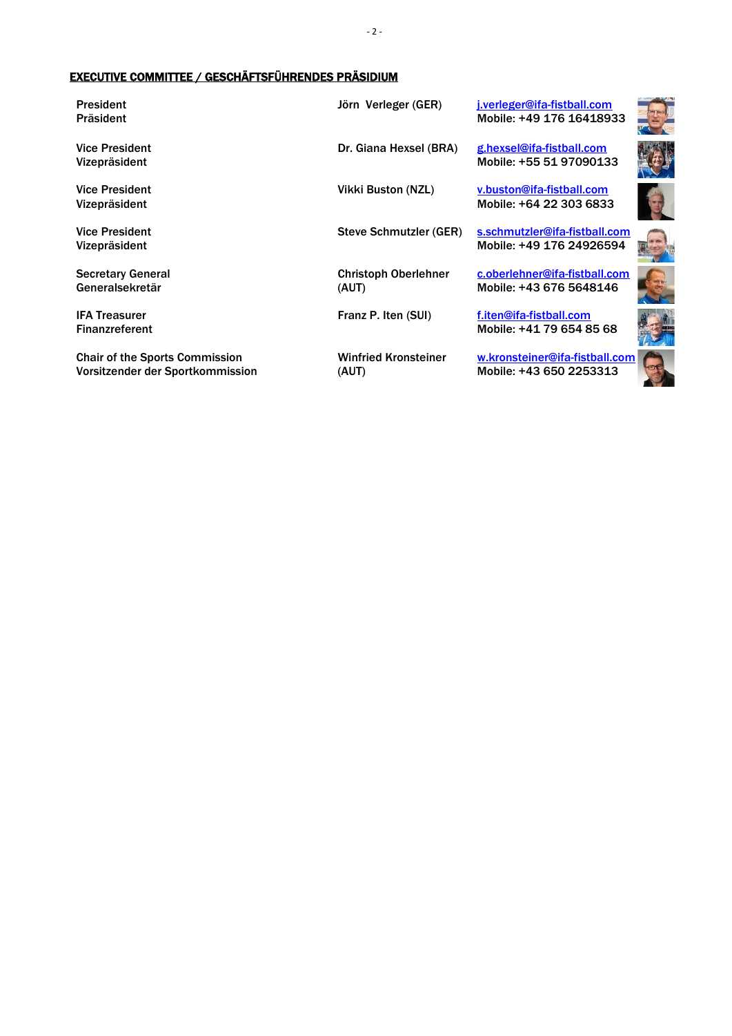## EXECUTIVE COMMITTEE / GESCHÄFTSFÜHRENDES PRÄSIDIUM

| Position | Name | Contact |
| --- | --- | --- |
| President<br>Präsident | Jörn Verleger (GER) | j.verleger@ifa-fistball.com<br>Mobile: +49 176 16418933 |
| Vice President<br>Vizepräsident | Dr. Giana Hexsel (BRA) | g.hexsel@ifa-fistball.com<br>Mobile: +55 51 97090133 |
| Vice President<br>Vizepräsident | Vikki Buston (NZL) | v.buston@ifa-fistball.com<br>Mobile: +64 22 303 6833 |
| Vice President<br>Vizepräsident | Steve Schmutzler (GER) | s.schmutzler@ifa-fistball.com<br>Mobile: +49 176 24926594 |
| Secretary General<br>Generalsekretär | Christoph Oberlehner (AUT) | c.oberlehner@ifa-fistball.com<br>Mobile: +43 676 5648146 |
| IFA Treasurer<br>Finanzreferent | Franz P. Iten (SUI) | f.iten@ifa-fistball.com<br>Mobile: +41 79 654 85 68 |
| Chair of the Sports Commission<br>Vorsitzender der Sportkommission | Winfried Kronsteiner (AUT) | w.kronsteiner@ifa-fistball.com<br>Mobile: +43 650 2253313 |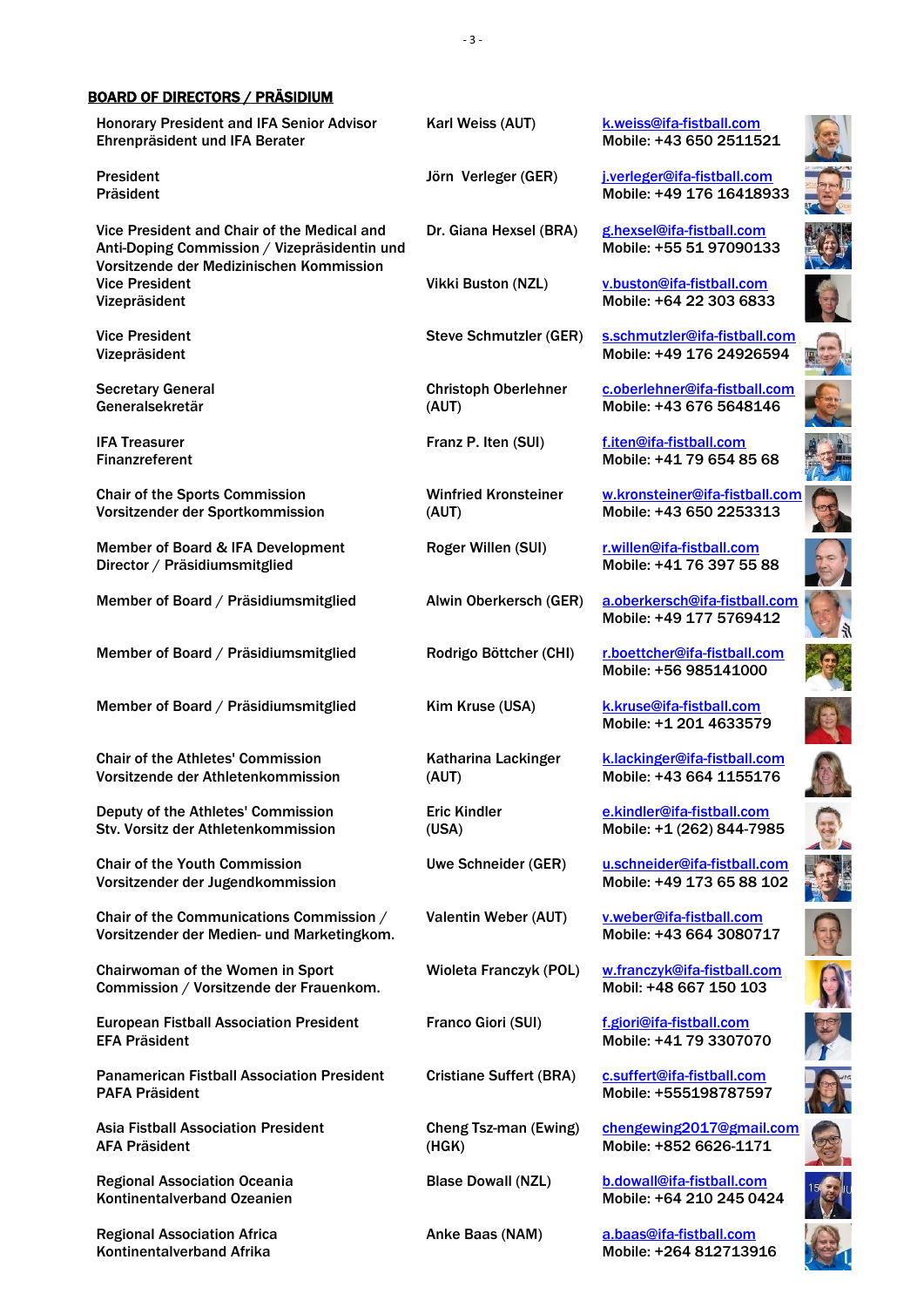## BOARD OF DIRECTORS / PRÄSIDIUM

| Position | Name | Contact |
|---|---|---|
| Honorary President and IFA Senior Advisor<br>Ehrenpräsident und IFA Berater | Karl Weiss (AUT) | k.weiss@ifa-fistball.com<br>Mobile: +43 650 2511521 |
| President<br>Präsident | Jörn Verleger (GER) | j.verleger@ifa-fistball.com<br>Mobile: +49 176 16418933 |
| Vice President and Chair of the Medical and Anti-Doping Commission / Vizepräsidentin und Vorsitzende der Medizinischen Kommission | Dr. Giana Hexsel (BRA) | g.hexsel@ifa-fistball.com<br>Mobile: +55 51 97090133 |
| Vice President<br>Vizepräsident | Vikki Buston (NZL) | v.buston@ifa-fistball.com<br>Mobile: +64 22 303 6833 |
| Vice President<br>Vizepräsident | Steve Schmutzler (GER) | s.schmutzler@ifa-fistball.com<br>Mobile: +49 176 24926594 |
| Secretary General<br>Generalsekretär | Christoph Oberlehner (AUT) | c.oberlehner@ifa-fistball.com<br>Mobile: +43 676 5648146 |
| IFA Treasurer<br>Finanzreferent | Franz P. Iten (SUI) | f.iten@ifa-fistball.com<br>Mobile: +41 79 654 85 68 |
| Chair of the Sports Commission<br>Vorsitzender der Sportkommission | Winfried Kronsteiner (AUT) | w.kronsteiner@ifa-fistball.com<br>Mobile: +43 650 2253313 |
| Member of Board & IFA Development Director / Präsidiumsmitglied | Roger Willen (SUI) | r.willen@ifa-fistball.com<br>Mobile: +41 76 397 55 88 |
| Member of Board / Präsidiumsmitglied | Alwin Oberkersch (GER) | a.oberkersch@ifa-fistball.com<br>Mobile: +49 177 5769412 |
| Member of Board / Präsidiumsmitglied | Rodrigo Böttcher (CHI) | r.boettcher@ifa-fistball.com<br>Mobile: +56 985141000 |
| Member of Board / Präsidiumsmitglied | Kim Kruse (USA) | k.kruse@ifa-fistball.com<br>Mobile: +1 201 4633579 |
| Chair of the Athletes' Commission<br>Vorsitzende der Athletenkommission | Katharina Lackinger (AUT) | k.lackinger@ifa-fistball.com<br>Mobile: +43 664 1155176 |
| Deputy of the Athletes' Commission<br>Stv. Vorsitz der Athletenkommission | Eric Kindler (USA) | e.kindler@ifa-fistball.com<br>Mobile: +1 (262) 844-7985 |
| Chair of the Youth Commission<br>Vorsitzender der Jugendkommission | Uwe Schneider (GER) | u.schneider@ifa-fistball.com<br>Mobile: +49 173 65 88 102 |
| Chair of the Communications Commission / Vorsitzender der Medien- und Marketingkom. | Valentin Weber (AUT) | v.weber@ifa-fistball.com<br>Mobile: +43 664 3080717 |
| Chairwoman of the Women in Sport Commission / Vorsitzende der Frauenkom. | Wioleta Franczyk (POL) | w.franczyk@ifa-fistball.com<br>Mobil: +48 667 150 103 |
| European Fistball Association President<br>EFA Präsident | Franco Giori (SUI) | f.giori@ifa-fistball.com<br>Mobile: +41 79 3307070 |
| Panamerican Fistball Association President<br>PAFA Präsident | Cristiane Suffert (BRA) | c.suffert@ifa-fistball.com<br>Mobile: +555198787597 |
| Asia Fistball Association President<br>AFA Präsident | Cheng Tsz-man (Ewing) (HGK) | chengewing2017@gmail.com<br>Mobile: +852 6626-1171 |
| Regional Association Oceania<br>Kontinentalverband Ozeanien | Blase Dowall (NZL) | b.dowall@ifa-fistball.com<br>Mobile: +64 210 245 0424 |
| Regional Association Africa<br>Kontinentalverband Afrika | Anke Baas (NAM) | a.baas@ifa-fistball.com<br>Mobile: +264 812713916 |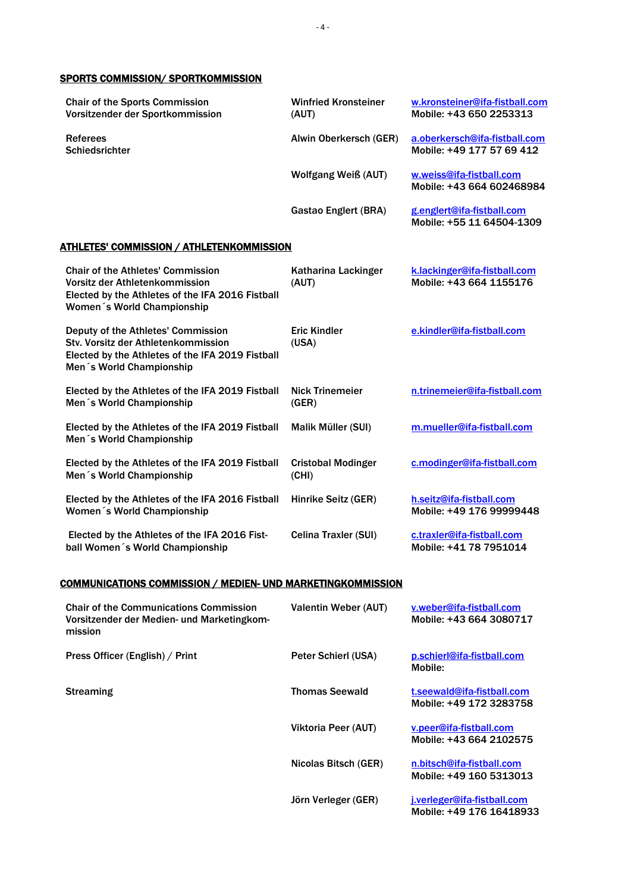## SPORTS COMMISSION/ SPORTKOMMISSION

| | | |
|---|---|---|
| Chair of the Sports Commission<br>Vorsitzender der Sportkommission | Winfried Kronsteiner (AUT) | w.kronsteiner@ifa-fistball.com<br>Mobile: +43 650 2253313 |
| Referees<br>Schiedsrichter | Alwin Oberkersch (GER) | a.oberkersch@ifa-fistball.com<br>Mobile: +49 177 57 69 412 |
| | Wolfgang Weiß (AUT) | w.weiss@ifa-fistball.com<br>Mobile: +43 664 602468984 |
| | Gastao Englert (BRA) | g.englert@ifa-fistball.com<br>Mobile: +55 11 64504-1309 |

## ATHLETES' COMMISSION / ATHLETENKOMMISSION

| | | |
|---|---|---|
| Chair of the Athletes' Commission<br>Vorsitz der Athletenkommission<br>Elected by the Athletes of the IFA 2016 Fistball Women´s World Championship | Katharina Lackinger (AUT) | k.lackinger@ifa-fistball.com<br>Mobile: +43 664 1155176 |
| Deputy of the Athletes' Commission<br>Stv. Vorsitz der Athletenkommission<br>Elected by the Athletes of the IFA 2019 Fistball Men´s World Championship | Eric Kindler (USA) | e.kindler@ifa-fistball.com |
| Elected by the Athletes of the IFA 2019 Fistball Men´s World Championship | Nick Trinemeier (GER) | n.trinemeier@ifa-fistball.com |
| Elected by the Athletes of the IFA 2019 Fistball Men´s World Championship | Malik Müller (SUI) | m.mueller@ifa-fistball.com |
| Elected by the Athletes of the IFA 2019 Fistball Men´s World Championship | Cristobal Modinger (CHI) | c.modinger@ifa-fistball.com |
| Elected by the Athletes of the IFA 2016 Fistball Women´s World Championship | Hinrike Seitz (GER) | h.seitz@ifa-fistball.com<br>Mobile: +49 176 99999448 |
| Elected by the Athletes of the IFA 2016 Fistball Women´s World Championship | Celina Traxler (SUI) | c.traxler@ifa-fistball.com<br>Mobile: +41 78 7951014 |

## COMMUNICATIONS COMMISSION / MEDIEN- UND MARKETINGKOMMISSION

| | | |
|---|---|---|
| Chair of the Communications Commission<br>Vorsitzender der Medien- und Marketingkommission | Valentin Weber (AUT) | v.weber@ifa-fistball.com<br>Mobile: +43 664 3080717 |
| Press Officer (English) / Print | Peter Schierl (USA) | p.schierl@ifa-fistball.com<br>Mobile: |
| Streaming | Thomas Seewald | t.seewald@ifa-fistball.com<br>Mobile: +49 172 3283758 |
| | Viktoria Peer (AUT) | v.peer@ifa-fistball.com<br>Mobile: +43 664 2102575 |
| | Nicolas Bitsch (GER) | n.bitsch@ifa-fistball.com<br>Mobile: +49 160 5313013 |
| | Jörn Verleger (GER) | j.verleger@ifa-fistball.com<br>Mobile: +49 176 16418933 |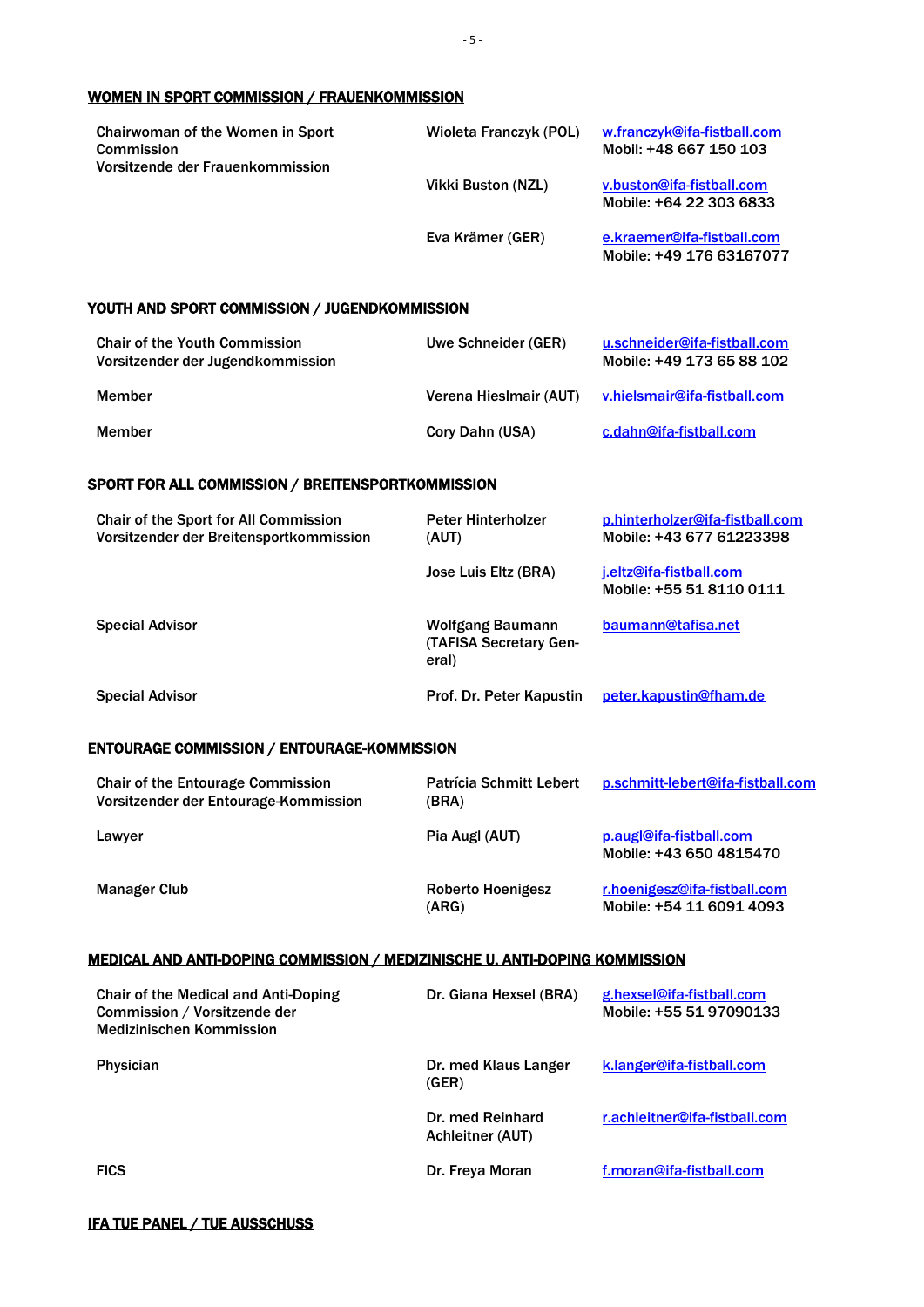## WOMEN IN SPORT COMMISSION / FRAUENKOMMISSION

| | | |
|---|---|---|
| **Chairwoman of the Women in Sport Commission**<br>**Vorsitzende der Frauenkommission** | **Wioleta Franczyk (POL)** | **w.franczyk@ifa-fistball.com**<br>**Mobil: +48 667 150 103** |
| | **Vikki Buston (NZL)** | **v.buston@ifa-fistball.com**<br>**Mobile: +64 22 303 6833** |
| | **Eva Krämer (GER)** | **e.kraemer@ifa-fistball.com**<br>**Mobile: +49 176 63167077** |

## YOUTH AND SPORT COMMISSION / JUGENDKOMMISSION

| | | |
|---|---|---|
| **Chair of the Youth Commission**<br>**Vorsitzender der Jugendkommission** | **Uwe Schneider (GER)** | **u.schneider@ifa-fistball.com**<br>**Mobile: +49 173 65 88 102** |
| **Member** | **Verena Hieslmair (AUT)** | **v.hielsmair@ifa-fistball.com** |
| **Member** | **Cory Dahn (USA)** | **c.dahn@ifa-fistball.com** |

## SPORT FOR ALL COMMISSION / BREITENSPORTKOMMISSION

| | | |
|---|---|---|
| **Chair of the Sport for All Commission**<br>**Vorsitzender der Breitensportkommission** | **Peter Hinterholzer (AUT)** | **p.hinterholzer@ifa-fistball.com**<br>**Mobile: +43 677 61223398** |
| | **Jose Luis Eltz (BRA)** | **j.eltz@ifa-fistball.com**<br>**Mobile: +55 51 8110 0111** |
| **Special Advisor** | **Wolfgang Baumann (TAFISA Secretary General)** | **baumann@tafisa.net** |
| **Special Advisor** | **Prof. Dr. Peter Kapustin** | **peter.kapustin@fham.de** |

## ENTOURAGE COMMISSION / ENTOURAGE-KOMMISSION

| | | |
|---|---|---|
| **Chair of the Entourage Commission**<br>**Vorsitzender der Entourage-Kommission** | **Patrícia Schmitt Lebert (BRA)** | **p.schmitt-lebert@ifa-fistball.com** |
| **Lawyer** | **Pia Augl (AUT)** | **p.augl@ifa-fistball.com**<br>**Mobile: +43 650 4815470** |
| **Manager Club** | **Roberto Hoenigesz (ARG)** | **r.hoenigesz@ifa-fistball.com**<br>**Mobile: +54 11 6091 4093** |

## MEDICAL AND ANTI-DOPING COMMISSION / MEDIZINISCHE U. ANTI-DOPING KOMMISSION

| | | |
|---|---|---|
| **Chair of the Medical and Anti-Doping Commission / Vorsitzende der Medizinischen Kommission** | **Dr. Giana Hexsel (BRA)** | **g.hexsel@ifa-fistball.com**<br>**Mobile: +55 51 97090133** |
| **Physician** | **Dr. med Klaus Langer (GER)** | **k.langer@ifa-fistball.com** |
| | **Dr. med Reinhard Achleitner (AUT)** | **r.achleitner@ifa-fistball.com** |
| **FICS** | **Dr. Freya Moran** | **f.moran@ifa-fistball.com** |

## IFA TUE PANEL / TUE AUSSCHUSS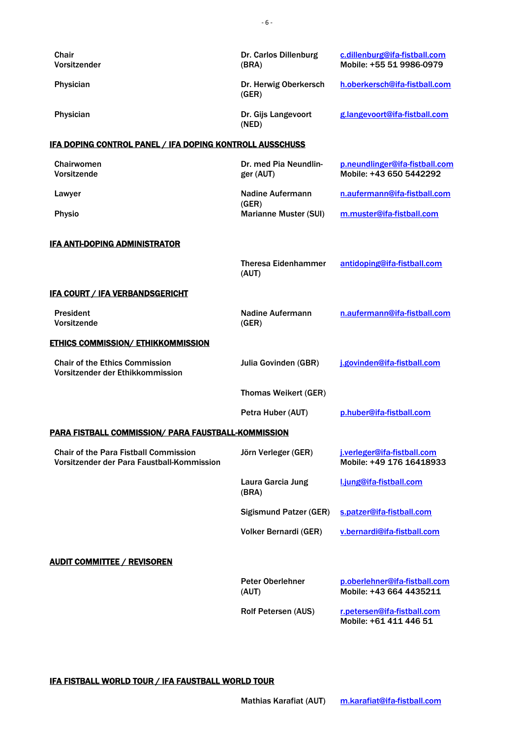| | | |
|---|---|---|
| Chair<br>Vorsitzender | Dr. Carlos Dillenburg (BRA) | c.dillenburg@ifa-fistball.com<br>Mobile: +55 51 9986-0979 |
| Physician | Dr. Herwig Oberkersch (GER) | h.oberkersch@ifa-fistball.com |
| Physician | Dr. Gijs Langevoort (NED) | g.langevoort@ifa-fistball.com |

**IFA DOPING CONTROL PANEL / IFA DOPING KONTROLL AUSSCHUSS**

| | | |
|---|---|---|
| Chairwomen<br>Vorsitzende | Dr. med Pia Neundlinger (AUT) | p.neundlinger@ifa-fistball.com<br>Mobile: +43 650 5442292 |
| Lawyer | Nadine Aufermann (GER) | n.aufermann@ifa-fistball.com |
| Physio | Marianne Muster (SUI) | m.muster@ifa-fistball.com |

**IFA ANTI-DOPING ADMINISTRATOR**

| | | |
|---|---|---|
| | Theresa Eidenhammer (AUT) | antidoping@ifa-fistball.com |

**IFA COURT / IFA VERBANDSGERICHT**

| | | |
|---|---|---|
| President<br>Vorsitzende | Nadine Aufermann (GER) | n.aufermann@ifa-fistball.com |

**ETHICS COMMISSION/ ETHIKKOMMISSION**

| | | |
|---|---|---|
| Chair of the Ethics Commission<br>Vorsitzender der Ethikkommission | Julia Govinden (GBR) | j.govinden@ifa-fistball.com |
| | Thomas Weikert (GER) | |
| | Petra Huber (AUT) | p.huber@ifa-fistball.com |

**PARA FISTBALL COMMISSION/ PARA FAUSTBALL-KOMMISSION**

| | | |
|---|---|---|
| Chair of the Para Fistball Commission<br>Vorsitzender der Para Faustball-Kommission | Jörn Verleger (GER) | j.verleger@ifa-fistball.com<br>Mobile: +49 176 16418933 |
| | Laura Garcia Jung (BRA) | l.jung@ifa-fistball.com |
| | Sigismund Patzer (GER) | s.patzer@ifa-fistball.com |
| | Volker Bernardi (GER) | v.bernardi@ifa-fistball.com |

**AUDIT COMMITTEE / REVISOREN**

| | | |
|---|---|---|
| | Peter Oberlehner (AUT) | p.oberlehner@ifa-fistball.com<br>Mobile: +43 664 4435211 |
| | Rolf Petersen (AUS) | r.petersen@ifa-fistball.com<br>Mobile: +61 411 446 51 |

**IFA FISTBALL WORLD TOUR / IFA FAUSTBALL WORLD TOUR**

| | | |
|---|---|---|
| | Mathias Karafiat (AUT) | m.karafiat@ifa-fistball.com |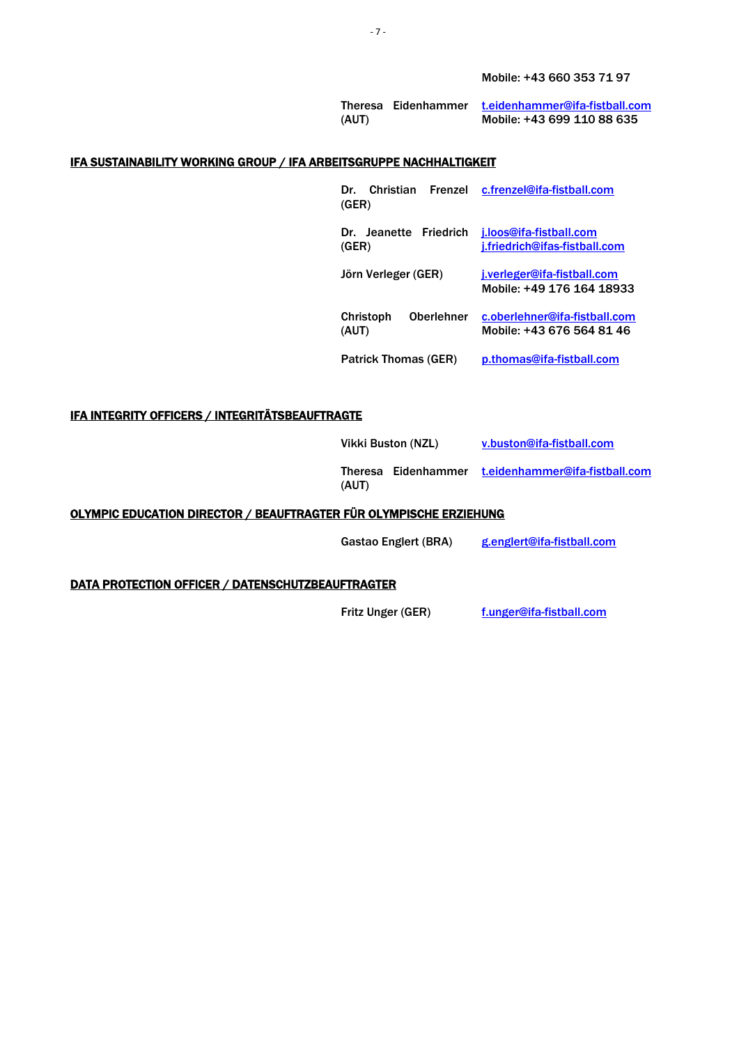Mobile: +43 660 353 71 97

| | |
|---|---|
| Theresa Eidenhammer (AUT) | t.eidenhammer@ifa-fistball.com<br>Mobile: +43 699 110 88 635 |

## IFA SUSTAINABILITY WORKING GROUP / IFA ARBEITSGRUPPE NACHHALTIGKEIT

| | |
|---|---|
| Dr. Christian Frenzel (GER) | c.frenzel@ifa-fistball.com |
| Dr. Jeanette Friedrich (GER) | j.loos@ifa-fistball.com<br>j.friedrich@ifas-fistball.com |
| Jörn Verleger (GER) | j.verleger@ifa-fistball.com<br>Mobile: +49 176 164 18933 |
| Christoph Oberlehner (AUT) | c.oberlehner@ifa-fistball.com<br>Mobile: +43 676 564 81 46 |
| Patrick Thomas (GER) | p.thomas@ifa-fistball.com |

## IFA INTEGRITY OFFICERS / INTEGRITÄTSBEAUFTRAGTE

| | |
|---|---|
| Vikki Buston (NZL) | v.buston@ifa-fistball.com |
| Theresa Eidenhammer (AUT) | t.eidenhammer@ifa-fistball.com |

## OLYMPIC EDUCATION DIRECTOR / BEAUFTRAGTER FÜR OLYMPISCHE ERZIEHUNG

| | |
|---|---|
| Gastao Englert (BRA) | g.englert@ifa-fistball.com |

## DATA PROTECTION OFFICER / DATENSCHUTZBEAUFTRAGTER

| | |
|---|---|
| Fritz Unger (GER) | f.unger@ifa-fistball.com |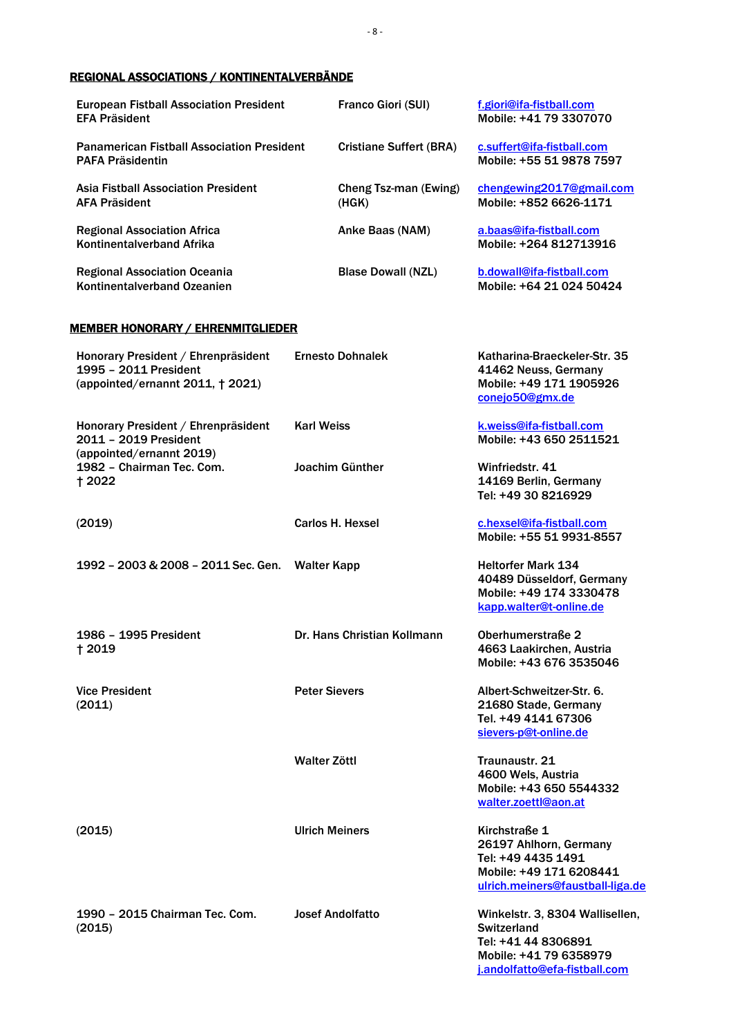## REGIONAL ASSOCIATIONS / KONTINENTALVERBÄNDE

| | | |
|---|---|---|
| European Fistball Association President<br>EFA Präsident | Franco Giori (SUI) | f.giori@ifa-fistball.com<br>Mobile: +41 79 3307070 |
| Panamerican Fistball Association President<br>PAFA Präsidentin | Cristiane Suffert (BRA) | c.suffert@ifa-fistball.com<br>Mobile: +55 51 9878 7597 |
| Asia Fistball Association President<br>AFA Präsident | Cheng Tsz-man (Ewing) (HGK) | chengewing2017@gmail.com<br>Mobile: +852 6626-1171 |
| Regional Association Africa<br>Kontinentalverband Afrika | Anke Baas (NAM) | a.baas@ifa-fistball.com<br>Mobile: +264 812713916 |
| Regional Association Oceania<br>Kontinentalverband Ozeanien | Blase Dowall (NZL) | b.dowall@ifa-fistball.com<br>Mobile: +64 21 024 50424 |

## MEMBER HONORARY / EHRENMITGLIEDER

| | | |
|---|---|---|
| Honorary President / Ehrenpräsident<br>1995 – 2011 President<br>(appointed/ernannt 2011, † 2021) | Ernesto Dohnalek | Katharina-Braeckeler-Str. 35<br>41462 Neuss, Germany<br>Mobile: +49 171 1905926<br>conejo50@gmx.de |
| Honorary President / Ehrenpräsident<br>2011 – 2019 President<br>(appointed/ernannt 2019) | Karl Weiss | k.weiss@ifa-fistball.com<br>Mobile: +43 650 2511521 |
| 1982 – Chairman Tec. Com.<br>† 2022 | Joachim Günther | Winfriedstr. 41<br>14169 Berlin, Germany<br>Tel: +49 30 8216929 |
| (2019) | Carlos H. Hexsel | c.hexsel@ifa-fistball.com<br>Mobile: +55 51 9931-8557 |
| 1992 – 2003 & 2008 – 2011 Sec. Gen. | Walter Kapp | Heltorfer Mark 134<br>40489 Düsseldorf, Germany<br>Mobile: +49 174 3330478<br>kapp.walter@t-online.de |
| 1986 – 1995 President<br>† 2019 | Dr. Hans Christian Kollmann | Oberhumerstraße 2<br>4663 Laakirchen, Austria<br>Mobile: +43 676 3535046 |
| Vice President<br>(2011) | Peter Sievers | Albert-Schweitzer-Str. 6.<br>21680 Stade, Germany<br>Tel. +49 4141 67306<br>sievers-p@t-online.de |
| | Walter Zöttl | Traunaustr. 21<br>4600 Wels, Austria<br>Mobile: +43 650 5544332<br>walter.zoettl@aon.at |
| (2015) | Ulrich Meiners | Kirchstraße 1<br>26197 Ahlhorn, Germany<br>Tel: +49 4435 1491<br>Mobile: +49 171 6208441<br>ulrich.meiners@faustball-liga.de |
| 1990 – 2015 Chairman Tec. Com.<br>(2015) | Josef Andolfatto | Winkelstr. 3, 8304 Wallisellen, Switzerland<br>Tel: +41 44 8306891<br>Mobile: +41 79 6358979<br>j.andolfatto@efa-fistball.com |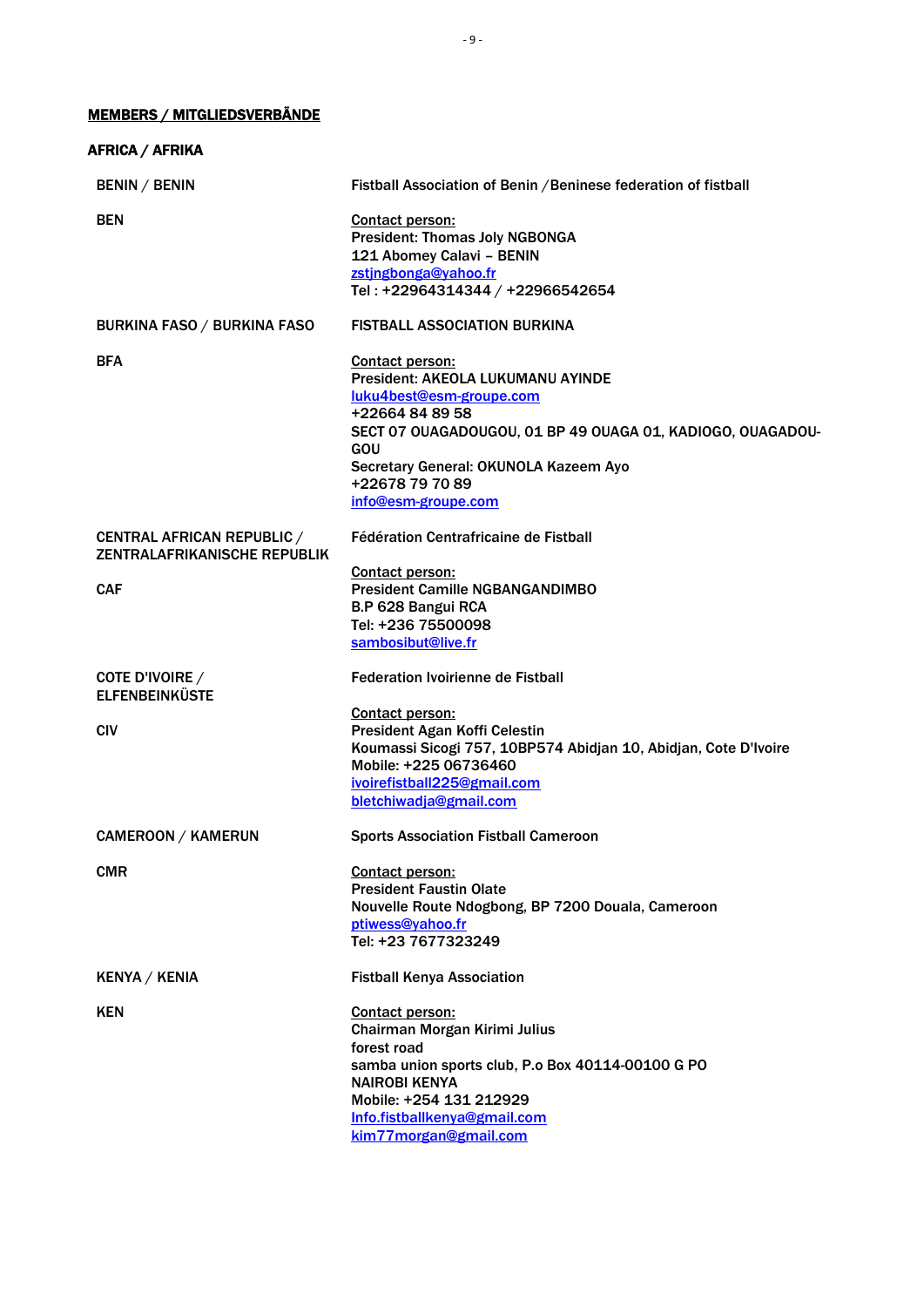## MEMBERS / MITGLIEDSVERBÄNDE

### AFRICA / AFRIKA

| | |
|---|---|
| **BENIN / BENIN** | **Fistball Association of Benin /Beninese federation of fistball** |
| **BEN** | **Contact person:**<br>**President: Thomas Joly NGBONGA**<br>**121 Abomey Calavi – BENIN**<br>**zstjngbonga@yahoo.fr**<br>**Tel : +22964314344 / +22966542654** |
| **BURKINA FASO / BURKINA FASO** | **FISTBALL ASSOCIATION BURKINA** |
| **BFA** | **Contact person:**<br>**President: AKEOLA LUKUMANU AYINDE**<br>**luku4best@esm-groupe.com**<br>**+22664 84 89 58**<br>**SECT 07 OUAGADOUGOU, 01 BP 49 OUAGA 01, KADIOGO, OUAGADOU-GOU**<br>**Secretary General: OKUNOLA Kazeem Ayo**<br>**+22678 79 70 89**<br>**info@esm-groupe.com** |
| **CENTRAL AFRICAN REPUBLIC / ZENTRALAFRIKANISCHE REPUBLIK** | **Fédération Centrafricaine de Fistball** |
| **CAF** | **Contact person:**<br>**President Camille NGBANGANDIMBO**<br>**B.P 628 Bangui RCA**<br>**Tel: +236 75500098**<br>**sambosibut@live.fr** |
| **COTE D'IVOIRE / ELFENBEINKÜSTE** | **Federation Ivoirienne de Fistball** |
| **CIV** | **Contact person:**<br>**President Agan Koffi Celestin**<br>**Koumassi Sicogi 757, 10BP574 Abidjan 10, Abidjan, Cote D'Ivoire**<br>**Mobile: +225 06736460**<br>**ivoirefistball225@gmail.com**<br>**bletchiwadja@gmail.com** |
| **CAMEROON / KAMERUN** | **Sports Association Fistball Cameroon** |
| **CMR** | **Contact person:**<br>**President Faustin Olate**<br>**Nouvelle Route Ndogbong, BP 7200 Douala, Cameroon**<br>**ptiwess@yahoo.fr**<br>**Tel: +23 7677323249** |
| **KENYA / KENIA** | **Fistball Kenya Association** |
| **KEN** | **Contact person:**<br>**Chairman Morgan Kirimi Julius**<br>**forest road**<br>**samba union sports club, P.o Box 40114-00100 G PO**<br>**NAIROBI KENYA**<br>**Mobile: +254 131 212929**<br>**Info.fistballkenya@gmail.com**<br>**kim77morgan@gmail.com** |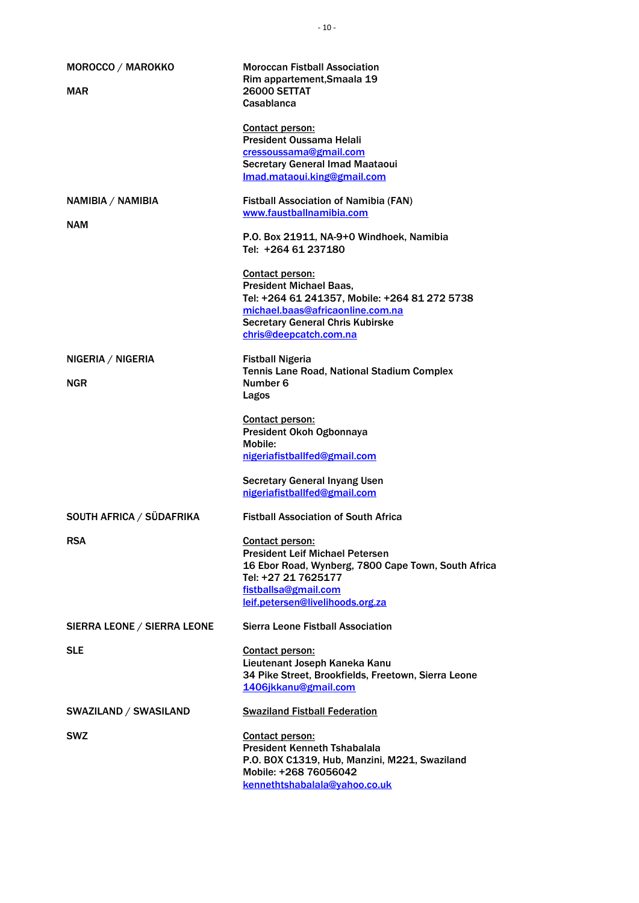| | |
|---|---|
| **MOROCCO / MAROKKO**<br><br>**MAR** | **Moroccan Fistball Association**<br>**Rim appartement,Smaala 19**<br>**26000 SETTAT**<br>**Casablanca**<br><br>**Contact person:**<br>**President Oussama Helali**<br>cressoussama@gmail.com<br>**Secretary General Imad Maataoui**<br>Imad.mataoui.king@gmail.com |
| **NAMIBIA / NAMIBIA**<br><br>**NAM** | **Fistball Association of Namibia (FAN)**<br>www.faustballnamibia.com<br><br>**P.O. Box 21911, NA-9+0 Windhoek, Namibia**<br>**Tel: +264 61 237180**<br><br>**Contact person:**<br>**President Michael Baas,**<br>**Tel: +264 61 241357, Mobile: +264 81 272 5738**<br>michael.baas@africaonline.com.na<br>**Secretary General Chris Kubirske**<br>chris@deepcatch.com.na |
| **NIGERIA / NIGERIA**<br><br>**NGR** | **Fistball Nigeria**<br>**Tennis Lane Road, National Stadium Complex**<br>**Number 6**<br>**Lagos**<br><br>**Contact person:**<br>**President Okoh Ogbonnaya**<br>**Mobile:**<br>nigeriafistballfed@gmail.com<br><br>**Secretary General Inyang Usen**<br>nigeriafistballfed@gmail.com |
| **SOUTH AFRICA / SÜDAFRIKA**<br><br>**RSA** | **Fistball Association of South Africa**<br><br>**Contact person:**<br>**President Leif Michael Petersen**<br>**16 Ebor Road, Wynberg, 7800 Cape Town, South Africa**<br>**Tel: +27 21 7625177**<br>fistballsa@gmail.com<br>leif.petersen@livelihoods.org.za |
| **SIERRA LEONE / SIERRA LEONE**<br><br>**SLE** | **Sierra Leone Fistball Association**<br><br>**Contact person:**<br>**Lieutenant Joseph Kaneka Kanu**<br>**34 Pike Street, Brookfields, Freetown, Sierra Leone**<br>1406jkkanu@gmail.com |
| **SWAZILAND / SWASILAND**<br><br>**SWZ** | **Swaziland Fistball Federation**<br><br>**Contact person:**<br>**President Kenneth Tshabalala**<br>**P.O. BOX C1319, Hub, Manzini, M221, Swaziland**<br>**Mobile: +268 76056042**<br>kennethtshabalala@yahoo.co.uk |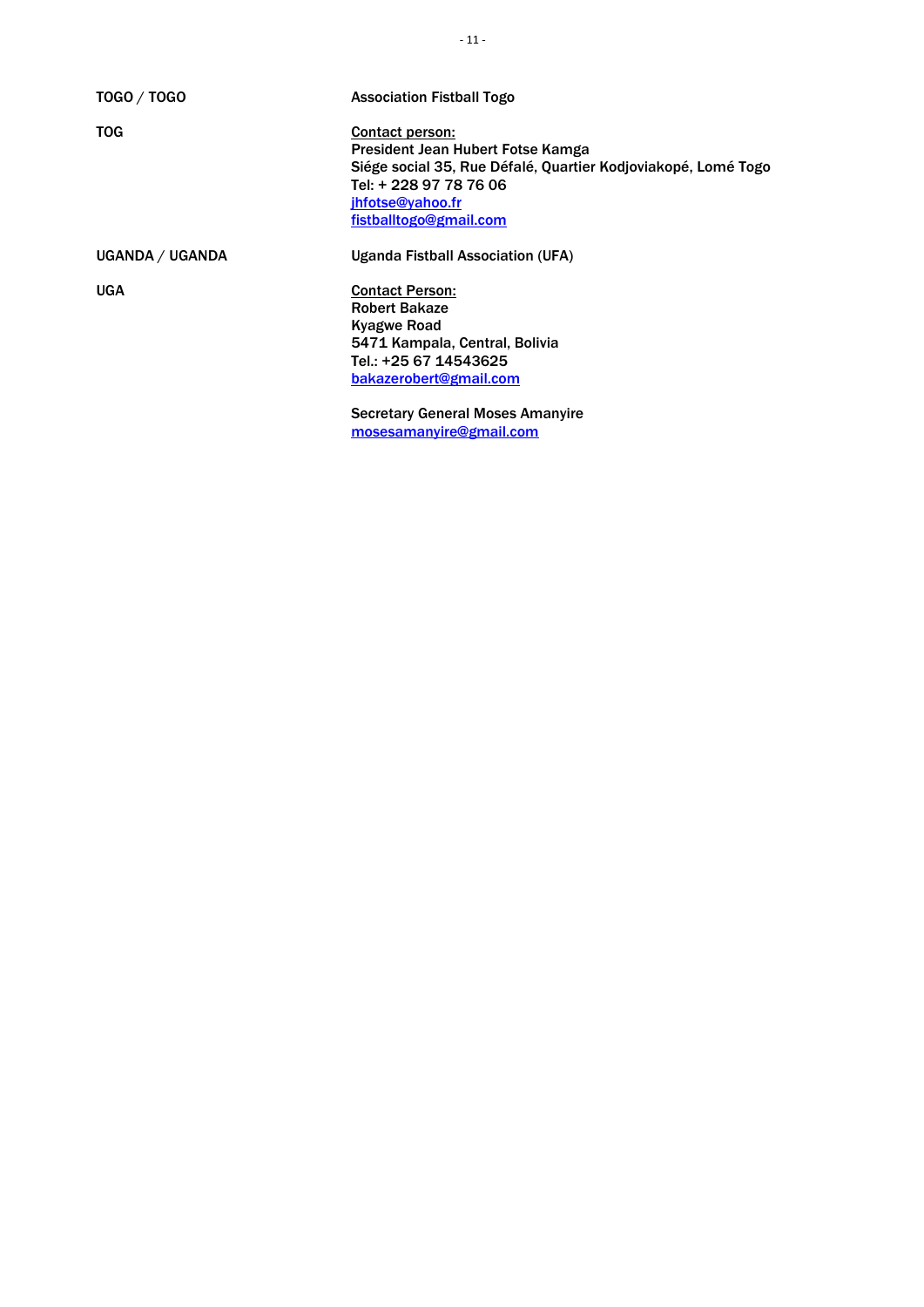| | |
|---|---|
| **TOGO / TOGO** | **Association Fistball Togo** |
| **TOG** | **<u>Contact person:</u>**<br>**President Jean Hubert Fotse Kamga**<br>**Siége social 35, Rue Défalé, Quartier Kodjoviakopé, Lomé Togo**<br>**Tel: + 228 97 78 76 06**<br>**jhfotse@yahoo.fr**<br>**fistballtogo@gmail.com** |
| **UGANDA / UGANDA** | **Uganda Fistball Association (UFA)** |
| **UGA** | **<u>Contact Person:</u>**<br>**Robert Bakaze**<br>**Kyagwe Road**<br>**5471 Kampala, Central, Bolivia**<br>**Tel.: +25 67 14543625**<br>**bakazerobert@gmail.com**<br><br>**Secretary General Moses Amanyire**<br>**mosesamanyire@gmail.com** |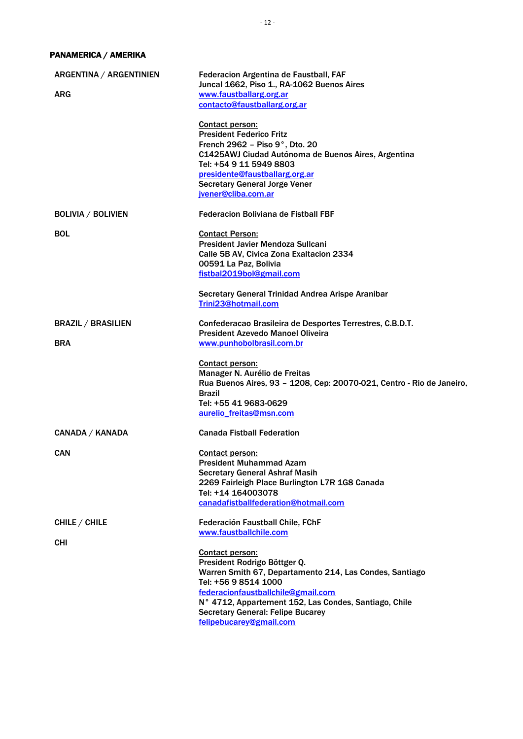## PANAMERICA / AMERIKA

**ARGENTINA / ARGENTINIEN**

**ARG**

Federacion Argentina de Faustball, FAF
Juncal 1662, Piso 1., RA-1062 Buenos Aires
www.faustballarg.org.ar
contacto@faustballarg.org.ar

Contact person:
President Federico Fritz
French 2962 – Piso 9°, Dto. 20
C1425AWJ Ciudad Autónoma de Buenos Aires, Argentina
Tel: +54 9 11 5949 8803
presidente@faustballarg.org.ar
Secretary General Jorge Vener
jvener@cliba.com.ar

**BOLIVIA / BOLIVIEN**

**BOL**

Federacion Boliviana de Fistball FBF

Contact Person:
President Javier Mendoza Sullcani
Calle 5B AV, Civica Zona Exaltacion 2334
00591 La Paz, Bolivia
fistbal2019bol@gmail.com

Secretary General Trinidad Andrea Arispe Aranibar
Trini23@hotmail.com

**BRAZIL / BRASILIEN**

**BRA**

Confederacao Brasileira de Desportes Terrestres, C.B.D.T.
President Azevedo Manoel Oliveira
www.punhobolbrasil.com.br

Contact person:
Manager N. Aurélio de Freitas
Rua Buenos Aires, 93 – 1208, Cep: 20070-021, Centro - Rio de Janeiro, Brazil
Tel: +55 41 9683-0629
aurelio_freitas@msn.com

**CANADA / KANADA**

**CAN**

Canada Fistball Federation

Contact person:
President Muhammad Azam
Secretary General Ashraf Masih
2269 Fairleigh Place Burlington L7R 1G8 Canada
Tel: +14 164003078
canadafistballfederation@hotmail.com

**CHILE / CHILE**

**CHI**

Federación Faustball Chile, FChF
www.faustballchile.com

Contact person:
President Rodrigo Böttger Q.
Warren Smith 67, Departamento 214, Las Condes, Santiago
Tel: +56 9 8514 1000
federacionfaustballchile@gmail.com
N° 4712, Appartement 152, Las Condes, Santiago, Chile
Secretary General: Felipe Bucarey
felipebucarey@gmail.com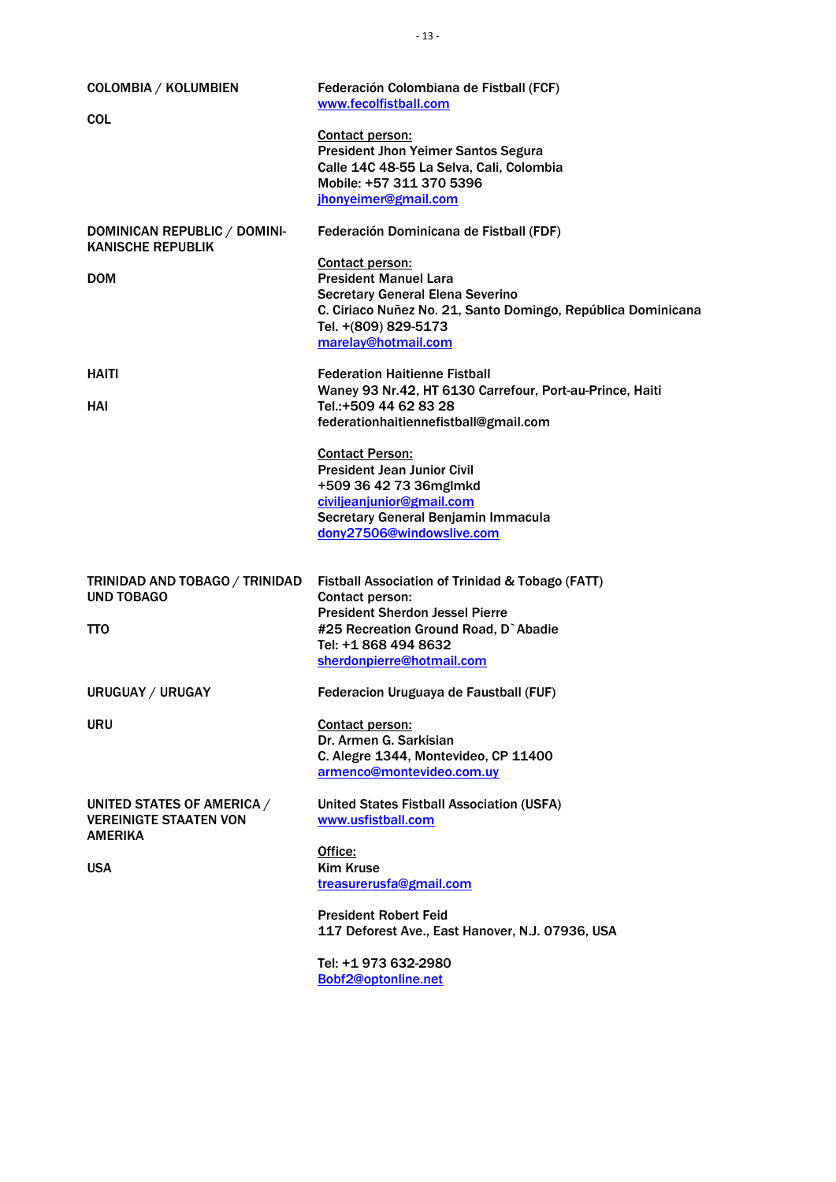| | |
|---|---|
| **COLOMBIA / KOLUMBIEN**<br><br>**COL** | **Federación Colombiana de Fistball (FCF)**<br>**www.fecolfistball.com**<br><br>**Contact person:**<br>**President Jhon Yeimer Santos Segura**<br>**Calle 14C 48-55 La Selva, Cali, Colombia**<br>**Mobile: +57 311 370 5396**<br>**jhonyeimer@gmail.com** |
| **DOMINICAN REPUBLIC / DOMINI-KANISCHE REPUBLIK**<br><br>**DOM** | **Federación Dominicana de Fistball (FDF)**<br><br>**Contact person:**<br>**President Manuel Lara**<br>**Secretary General Elena Severino**<br>**C. Ciriaco Nuñez No. 21, Santo Domingo, República Dominicana**<br>**Tel. +(809) 829-5173**<br>**marelay@hotmail.com** |
| **HAITI**<br><br>**HAI** | **Federation Haitienne Fistball**<br>**Waney 93 Nr.42, HT 6130 Carrefour, Port-au-Prince, Haiti**<br>**Tel.:+509 44 62 83 28**<br>**federationhaitiennefistball@gmail.com**<br><br>**Contact Person:**<br>**President Jean Junior Civil**<br>**+509 36 42 73 36mglmkd**<br>**civiljeanjunior@gmail.com**<br>**Secretary General Benjamin Immacula**<br>**dony27506@windowslive.com** |
| **TRINIDAD AND TOBAGO / TRINIDAD UND TOBAGO**<br><br>**TTO** | **Fistball Association of Trinidad & Tobago (FATT)**<br>**Contact person:**<br>**President Sherdon Jessel Pierre**<br>**#25 Recreation Ground Road, D`Abadie**<br>**Tel: +1 868 494 8632**<br>**sherdonpierre@hotmail.com** |
| **URUGUAY / URUGAY**<br><br>**URU** | **Federacion Uruguaya de Faustball (FUF)**<br><br>**Contact person:**<br>**Dr. Armen G. Sarkisian**<br>**C. Alegre 1344, Montevideo, CP 11400**<br>**armenco@montevideo.com.uy** |
| **UNITED STATES OF AMERICA / VEREINIGTE STAATEN VON AMERIKA**<br><br>**USA** | **United States Fistball Association (USFA)**<br>**www.usfistball.com**<br><br>**Office:**<br>**Kim Kruse**<br>**treasurerusfa@gmail.com**<br><br>**President Robert Feid**<br>**117 Deforest Ave., East Hanover, N.J. 07936, USA**<br><br>**Tel: +1 973 632-2980**<br>**Bobf2@optonline.net** |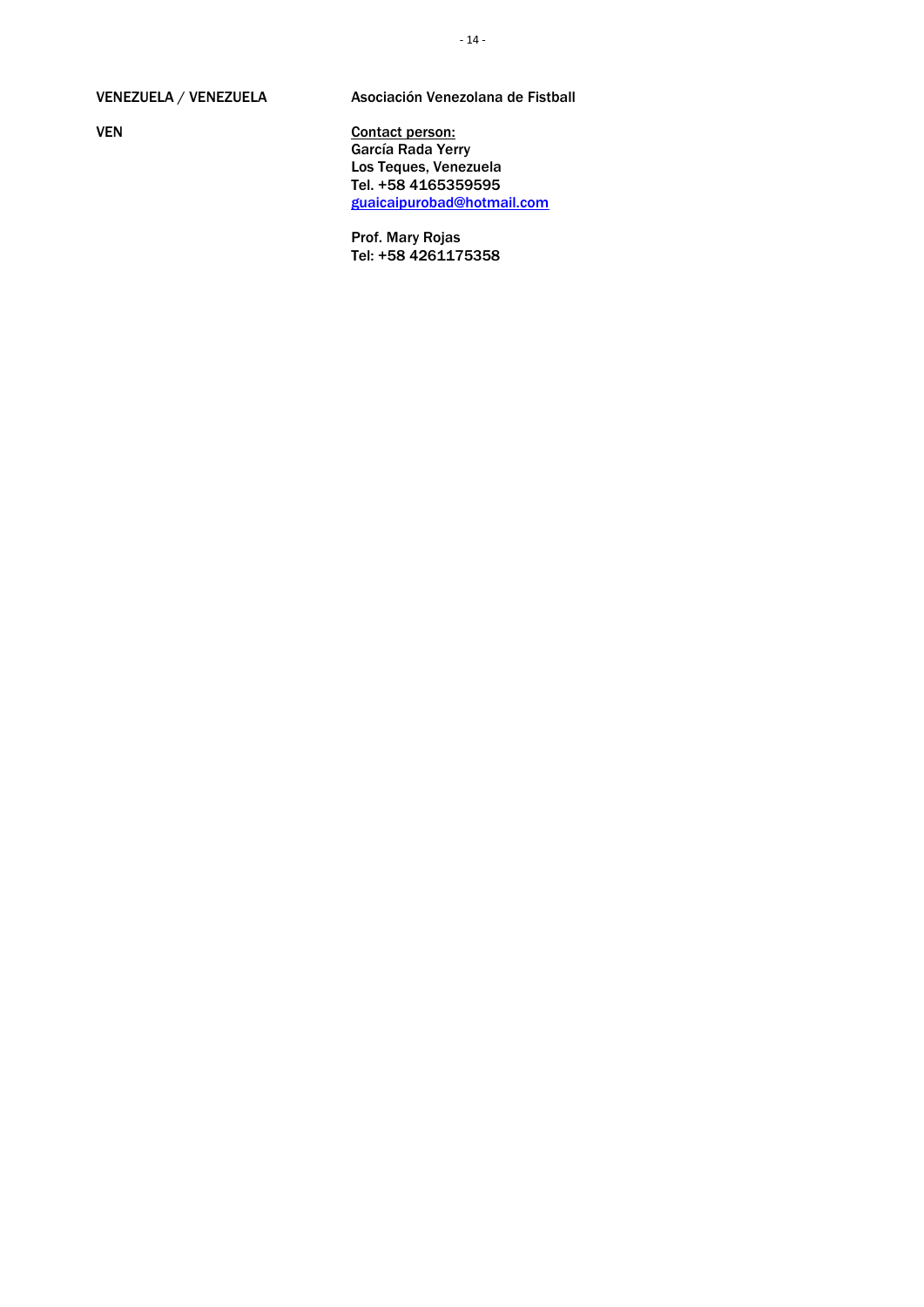**VENEZUELA / VENEZUELA**

**VEN**

**Asociación Venezolana de Fistball**

**Contact person:**
**García Rada Yerry**
**Los Teques, Venezuela**
**Tel. +58 4165359595**
**guaicaipurobad@hotmail.com**

**Prof. Mary Rojas**
**Tel: +58 4261175358**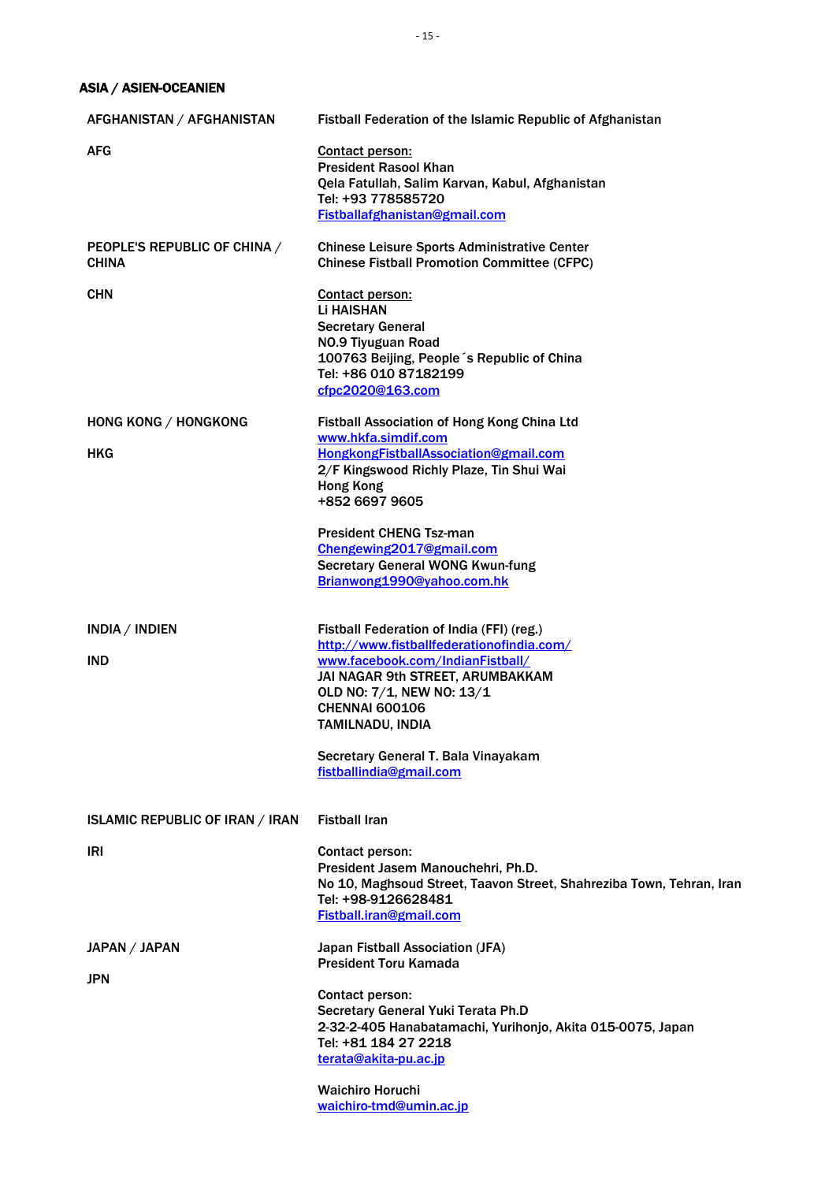## ASIA / ASIEN-OCEANIEN

**AFGHANISTAN / AFGHANISTAN**

**AFG**

Fistball Federation of the Islamic Republic of Afghanistan

Contact person:
President Rasool Khan
Qela Fatullah, Salim Karvan, Kabul, Afghanistan
Tel: +93 778585720
Fistballafghanistan@gmail.com

**PEOPLE'S REPUBLIC OF CHINA / CHINA**

**CHN**

Chinese Leisure Sports Administrative Center
Chinese Fistball Promotion Committee (CFPC)

Contact person:
Li HAISHAN
Secretary General
NO.9 Tiyuguan Road
100763 Beijing, People´s Republic of China
Tel: +86 010 87182199
cfpc2020@163.com

**HONG KONG / HONGKONG**

**HKG**

Fistball Association of Hong Kong China Ltd
www.hkfa.simdif.com
HongkongFistballAssociation@gmail.com
2/F Kingswood Richly Plaze, Tin Shui Wai
Hong Kong
+852 6697 9605

President CHENG Tsz-man
Chengewing2017@gmail.com
Secretary General WONG Kwun-fung
Brianwong1990@yahoo.com.hk

**INDIA / INDIEN**

**IND**

Fistball Federation of India (FFI) (reg.)
http://www.fistballfederationofindia.com/
www.facebook.com/IndianFistball/
JAI NAGAR 9th STREET, ARUMBAKKAM
OLD NO: 7/1, NEW NO: 13/1
CHENNAI 600106
TAMILNADU, INDIA

Secretary General T. Bala Vinayakam
fistballindia@gmail.com

**ISLAMIC REPUBLIC OF IRAN / IRAN**

**IRI**

Fistball Iran

Contact person:
President Jasem Manouchehri, Ph.D.
No 10, Maghsoud Street, Taavon Street, Shahreziba Town, Tehran, Iran
Tel: +98-9126628481
Fistball.iran@gmail.com

**JAPAN / JAPAN**

**JPN**

Japan Fistball Association (JFA)
President Toru Kamada

Contact person:
Secretary General Yuki Terata Ph.D
2-32-2-405 Hanabatamachi, Yurihonjo, Akita 015-0075, Japan
Tel: +81 184 27 2218
terata@akita-pu.ac.jp

Waichiro Horuchi
waichiro-tmd@umin.ac.jp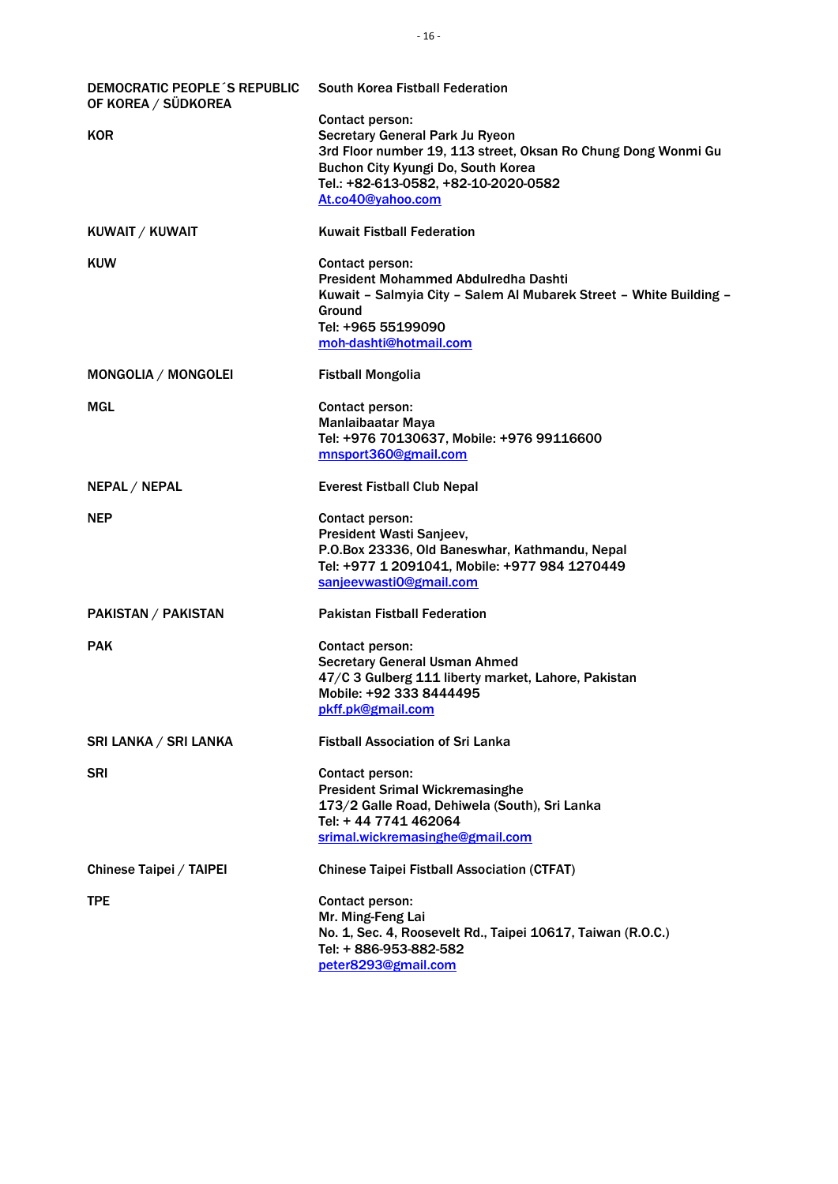| | |
|---|---|
| **DEMOCRATIC PEOPLE´S REPUBLIC OF KOREA / SÜDKOREA** | **South Korea Fistball Federation** |
| **KOR** | **Contact person:**<br>**Secretary General Park Ju Ryeon**<br>**3rd Floor number 19, 113 street, Oksan Ro Chung Dong Wonmi Gu**<br>**Buchon City Kyungi Do, South Korea**<br>**Tel.: +82-613-0582, +82-10-2020-0582**<br>**At.co40@yahoo.com** |
| **KUWAIT / KUWAIT** | **Kuwait Fistball Federation** |
| **KUW** | **Contact person:**<br>**President Mohammed Abdulredha Dashti**<br>**Kuwait – Salmyia City – Salem Al Mubarek Street – White Building – Ground**<br>**Tel: +965 55199090**<br>**moh-dashti@hotmail.com** |
| **MONGOLIA / MONGOLEI** | **Fistball Mongolia** |
| **MGL** | **Contact person:**<br>**Manlaibaatar Maya**<br>**Tel: +976 70130637, Mobile: +976 99116600**<br>**mnsport360@gmail.com** |
| **NEPAL / NEPAL** | **Everest Fistball Club Nepal** |
| **NEP** | **Contact person:**<br>**President Wasti Sanjeev,**<br>**P.O.Box 23336, Old Baneswhar, Kathmandu, Nepal**<br>**Tel: +977 1 2091041, Mobile: +977 984 1270449**<br>**sanjeevwasti0@gmail.com** |
| **PAKISTAN / PAKISTAN** | **Pakistan Fistball Federation** |
| **PAK** | **Contact person:**<br>**Secretary General Usman Ahmed**<br>**47/C 3 Gulberg 111 liberty market, Lahore, Pakistan**<br>**Mobile: +92 333 8444495**<br>**pkff.pk@gmail.com** |
| **SRI LANKA / SRI LANKA** | **Fistball Association of Sri Lanka** |
| **SRI** | **Contact person:**<br>**President Srimal Wickremasinghe**<br>**173/2 Galle Road, Dehiwela (South), Sri Lanka**<br>**Tel: + 44 7741 462064**<br>**srimal.wickremasinghe@gmail.com** |
| **Chinese Taipei / TAIPEI** | **Chinese Taipei Fistball Association (CTFAT)** |
| **TPE** | **Contact person:**<br>**Mr. Ming-Feng Lai**<br>**No. 1, Sec. 4, Roosevelt Rd., Taipei 10617, Taiwan (R.O.C.)**<br>**Tel: + 886-953-882-582**<br>**peter8293@gmail.com** |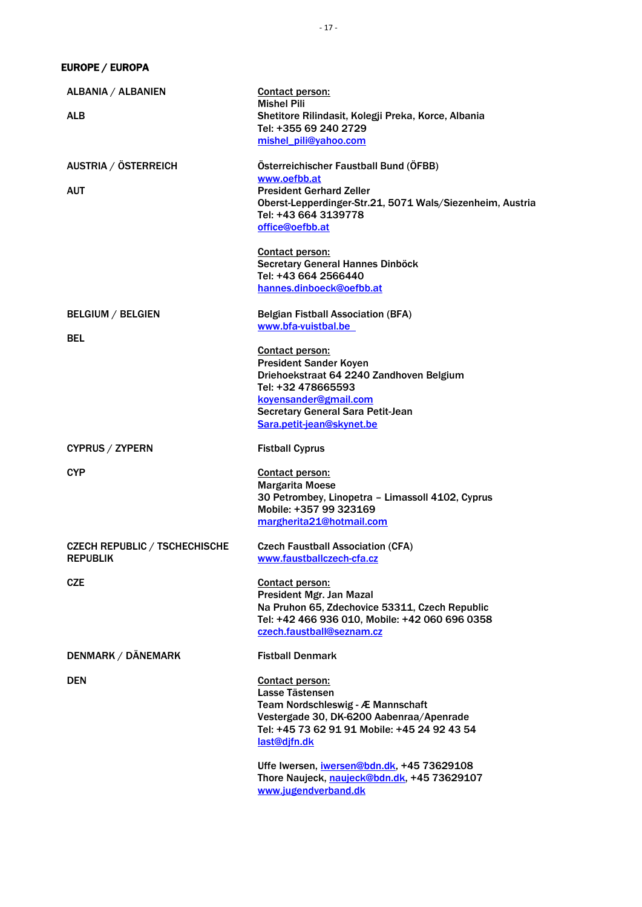## EUROPE / EUROPA

| | |
|---|---|
| **ALBANIA / ALBANIEN**<br><br>**ALB** | Contact person:<br>Mishel Pili<br>Shetitore Rilindasit, Kolegji Preka, Korce, Albania<br>Tel: +355 69 240 2729<br>mishel_pili@yahoo.com |
| **AUSTRIA / ÖSTERREICH**<br><br>**AUT** | Österreichischer Faustball Bund (ÖFBB)<br>www.oefbb.at<br>President Gerhard Zeller<br>Oberst-Lepperdinger-Str.21, 5071 Wals/Siezenheim, Austria<br>Tel: +43 664 3139778<br>office@oefbb.at<br><br>Contact person:<br>Secretary General Hannes Dinböck<br>Tel: +43 664 2566440<br>hannes.dinboeck@oefbb.at |
| **BELGIUM / BELGIEN**<br><br>**BEL** | Belgian Fistball Association (BFA)<br>www.bfa-vuistbal.be<br><br>Contact person:<br>President Sander Koyen<br>Driehoekstraat 64 2240 Zandhoven Belgium<br>Tel: +32 478665593<br>koyensander@gmail.com<br>Secretary General Sara Petit-Jean<br>Sara.petit-jean@skynet.be |
| **CYPRUS / ZYPERN**<br><br>**CYP** | Fistball Cyprus<br><br>Contact person:<br>Margarita Moese<br>30 Petrombey, Linopetra – Limassoll 4102, Cyprus<br>Mobile: +357 99 323169<br>margherita21@hotmail.com |
| **CZECH REPUBLIC / TSCHECHISCHE REPUBLIK**<br><br>**CZE** | Czech Faustball Association (CFA)<br>www.faustballczech-cfa.cz<br><br>Contact person:<br>President Mgr. Jan Mazal<br>Na Pruhon 65, Zdechovice 53311, Czech Republic<br>Tel: +42 466 936 010, Mobile: +42 060 696 0358<br>czech.faustball@seznam.cz |
| **DENMARK / DÄNEMARK**<br><br>**DEN** | Fistball Denmark<br><br>Contact person:<br>Lasse Tästensen<br>Team Nordschleswig - Æ Mannschaft<br>Vestergade 30, DK-6200 Aabenraa/Apenrade<br>Tel: +45 73 62 91 91 Mobile: +45 24 92 43 54<br>last@djfn.dk<br><br>Uffe Iwersen, iwersen@bdn.dk, +45 73629108<br>Thore Naujeck, naujeck@bdn.dk, +45 73629107<br>www.jugendverband.dk |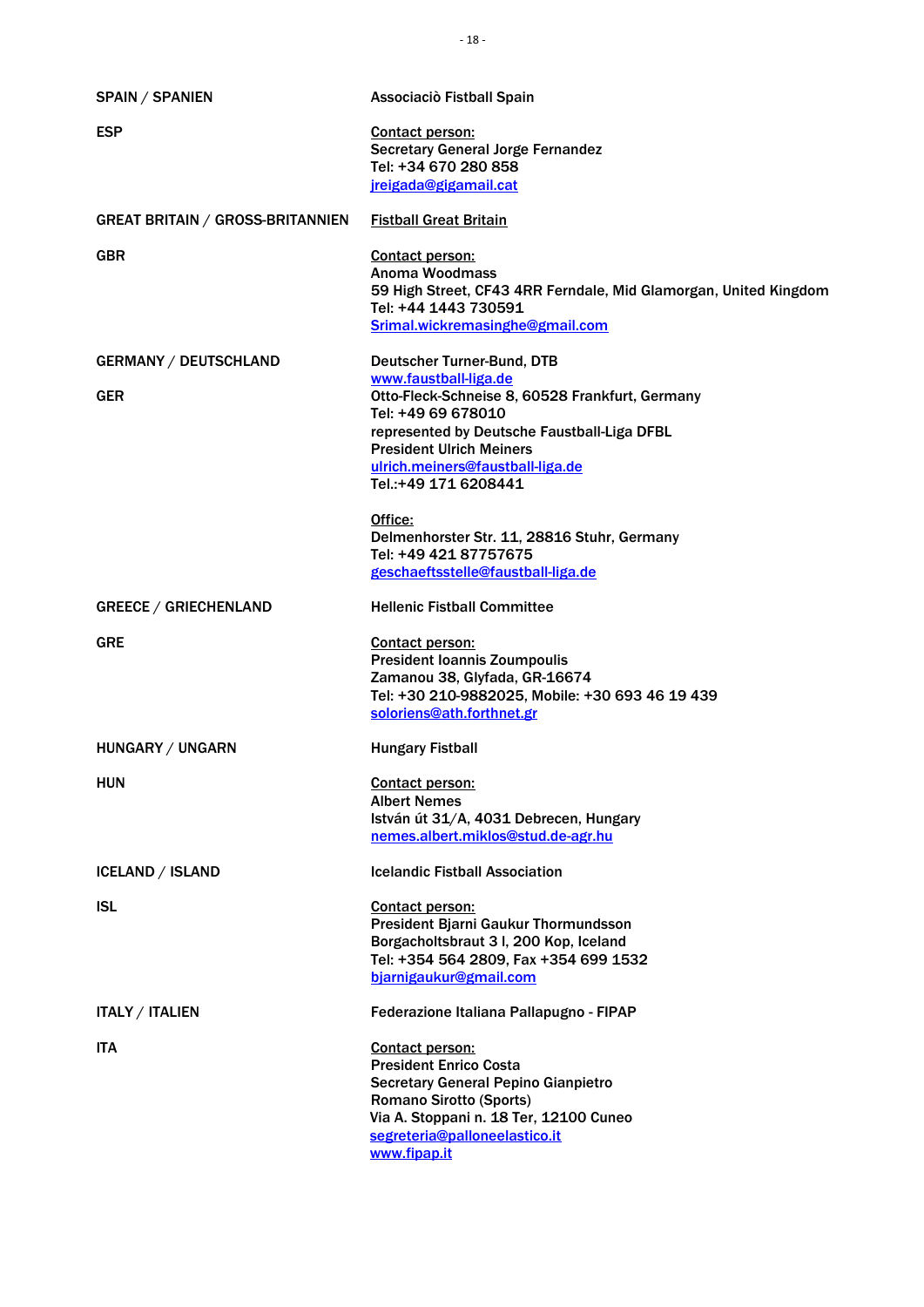| | |
|---|---|
| **SPAIN / SPANIEN** | **Associaciò Fistball Spain** |
| **ESP** | **Contact person:**<br>**Secretary General Jorge Fernandez**<br>**Tel: +34 670 280 858**<br>**jreigada@gigamail.cat** |
| **GREAT BRITAIN / GROSS-BRITANNIEN** | **Fistball Great Britain** |
| **GBR** | **Contact person:**<br>**Anoma Woodmass**<br>**59 High Street, CF43 4RR Ferndale, Mid Glamorgan, United Kingdom**<br>**Tel: +44 1443 730591**<br>**Srimal.wickremasinghe@gmail.com** |
| **GERMANY / DEUTSCHLAND** | **Deutscher Turner-Bund, DTB**<br>**www.faustball-liga.de** |
| **GER** | **Otto-Fleck-Schneise 8, 60528 Frankfurt, Germany**<br>**Tel: +49 69 678010**<br>**represented by Deutsche Faustball-Liga DFBL**<br>**President Ulrich Meiners**<br>**ulrich.meiners@faustball-liga.de**<br>**Tel.:+49 171 6208441**<br><br>**Office:**<br>**Delmenhorster Str. 11, 28816 Stuhr, Germany**<br>**Tel: +49 421 87757675**<br>**geschaeftsstelle@faustball-liga.de** |
| **GREECE / GRIECHENLAND** | **Hellenic Fistball Committee** |
| **GRE** | **Contact person:**<br>**President Ioannis Zoumpoulis**<br>**Zamanou 38, Glyfada, GR-16674**<br>**Tel: +30 210-9882025, Mobile: +30 693 46 19 439**<br>**soloriens@ath.forthnet.gr** |
| **HUNGARY / UNGARN** | **Hungary Fistball** |
| **HUN** | **Contact person:**<br>**Albert Nemes**<br>**István út 31/A, 4031 Debrecen, Hungary**<br>**nemes.albert.miklos@stud.de-agr.hu** |
| **ICELAND / ISLAND** | **Icelandic Fistball Association** |
| **ISL** | **Contact person:**<br>**President Bjarni Gaukur Thormundsson**<br>**Borgacholtsbraut 3 I, 200 Kop, Iceland**<br>**Tel: +354 564 2809, Fax +354 699 1532**<br>**bjarnigaukur@gmail.com** |
| **ITALY / ITALIEN** | **Federazione Italiana Pallapugno - FIPAP** |
| **ITA** | **Contact person:**<br>**President Enrico Costa**<br>**Secretary General Pepino Gianpietro**<br>**Romano Sirotto (Sports)**<br>**Via A. Stoppani n. 18 Ter, 12100 Cuneo**<br>**segreteria@palloneelastico.it**<br>**www.fipap.it** |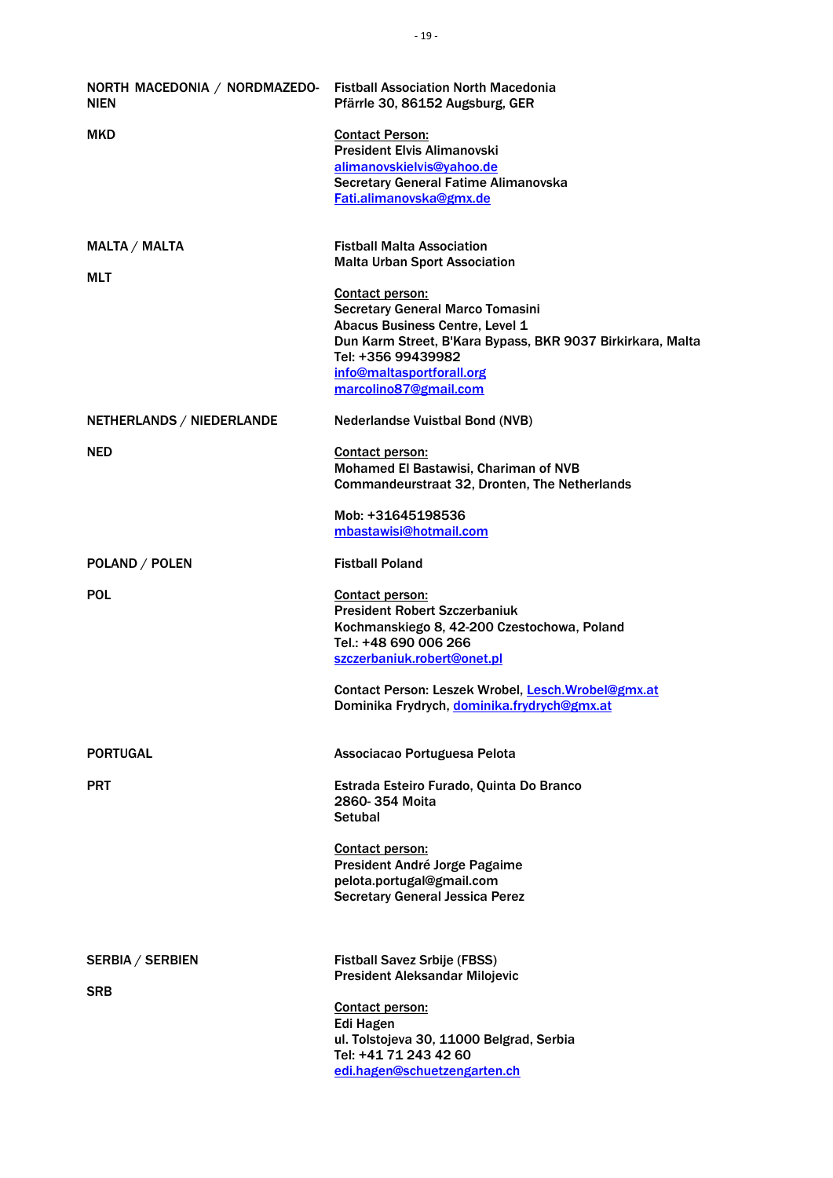**NORTH MACEDONIA / NORDMAZEDO-NIEN**

**MKD**

**Fistball Association North Macedonia**
**Pfärrle 30, 86152 Augsburg, GER**

**Contact Person:**
**President Elvis Alimanovski**
**alimanovskielvis@yahoo.de**
**Secretary General Fatime Alimanovska**
**Fati.alimanovska@gmx.de**

**MALTA / MALTA**

**MLT**

**Fistball Malta Association**
**Malta Urban Sport Association**

**Contact person:**
**Secretary General Marco Tomasini**
**Abacus Business Centre, Level 1**
**Dun Karm Street, B'Kara Bypass, BKR 9037 Birkirkara, Malta**
**Tel: +356 99439982**
**info@maltasportforall.org**
**marcolino87@gmail.com**

**NETHERLANDS / NIEDERLANDE**

**NED**

**Nederlandse Vuistbal Bond (NVB)**

**Contact person:**
**Mohamed El Bastawisi, Chariman of NVB**
**Commandeurstraat 32, Dronten, The Netherlands**

**Mob: +31645198536**
**mbastawisi@hotmail.com**

**POLAND / POLEN**

**POL**

**Fistball Poland**

**Contact person:**
**President Robert Szczerbaniuk**
**Kochmanskiego 8, 42-200 Czestochowa, Poland**
**Tel.: +48 690 006 266**
**szczerbaniuk.robert@onet.pl**

**Contact Person: Leszek Wrobel, Lesch.Wrobel@gmx.at**
**Dominika Frydrych, dominika.frydrych@gmx.at**

**PORTUGAL**

**PRT**

**Associacao Portuguesa Pelota**

**Estrada Esteiro Furado, Quinta Do Branco**
**2860- 354 Moita**
**Setubal**

**Contact person:**
**President André Jorge Pagaime**
**pelota.portugal@gmail.com**
**Secretary General Jessica Perez**

**SERBIA / SERBIEN**

**SRB**

**Fistball Savez Srbije (FBSS)**
**President Aleksandar Milojevic**

**Contact person:**
**Edi Hagen**
**ul. Tolstojeva 30, 11000 Belgrad, Serbia**
**Tel: +41 71 243 42 60**
**edi.hagen@schuetzengarten.ch**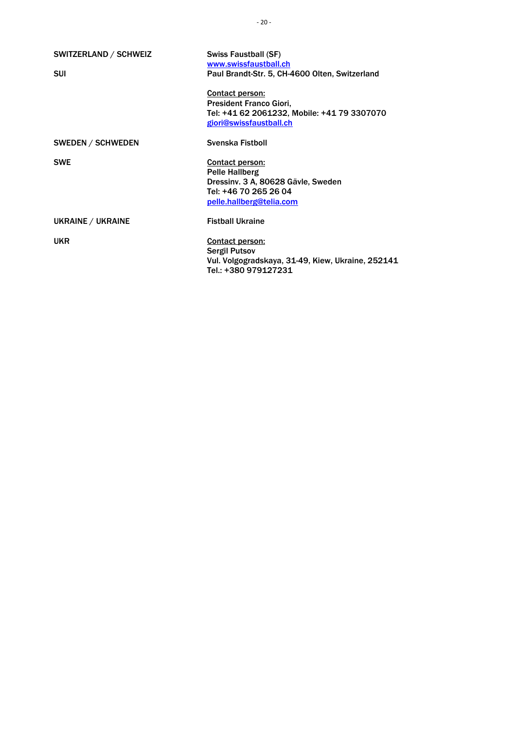**SWITZERLAND / SCHWEIZ**

**SUI**

**Swiss Faustball (SF)**
**www.swissfaustball.ch**
**Paul Brandt-Str. 5, CH-4600 Olten, Switzerland**

**Contact person:**
**President Franco Giori,**
**Tel: +41 62 2061232, Mobile: +41 79 3307070**
**giori@swissfaustball.ch**

**SWEDEN / SCHWEDEN**

**SWE**

**Svenska Fistboll**

**Contact person:**
**Pelle Hallberg**
**Dressinv. 3 A, 80628 Gävle, Sweden**
**Tel: +46 70 265 26 04**
**pelle.hallberg@telia.com**

**UKRAINE / UKRAINE**

**UKR**

**Fistball Ukraine**

**Contact person:**
**Sergil Putsov**
**Vul. Volgogradskaya, 31-49, Kiew, Ukraine, 252141**
**Tel.: +380 979127231**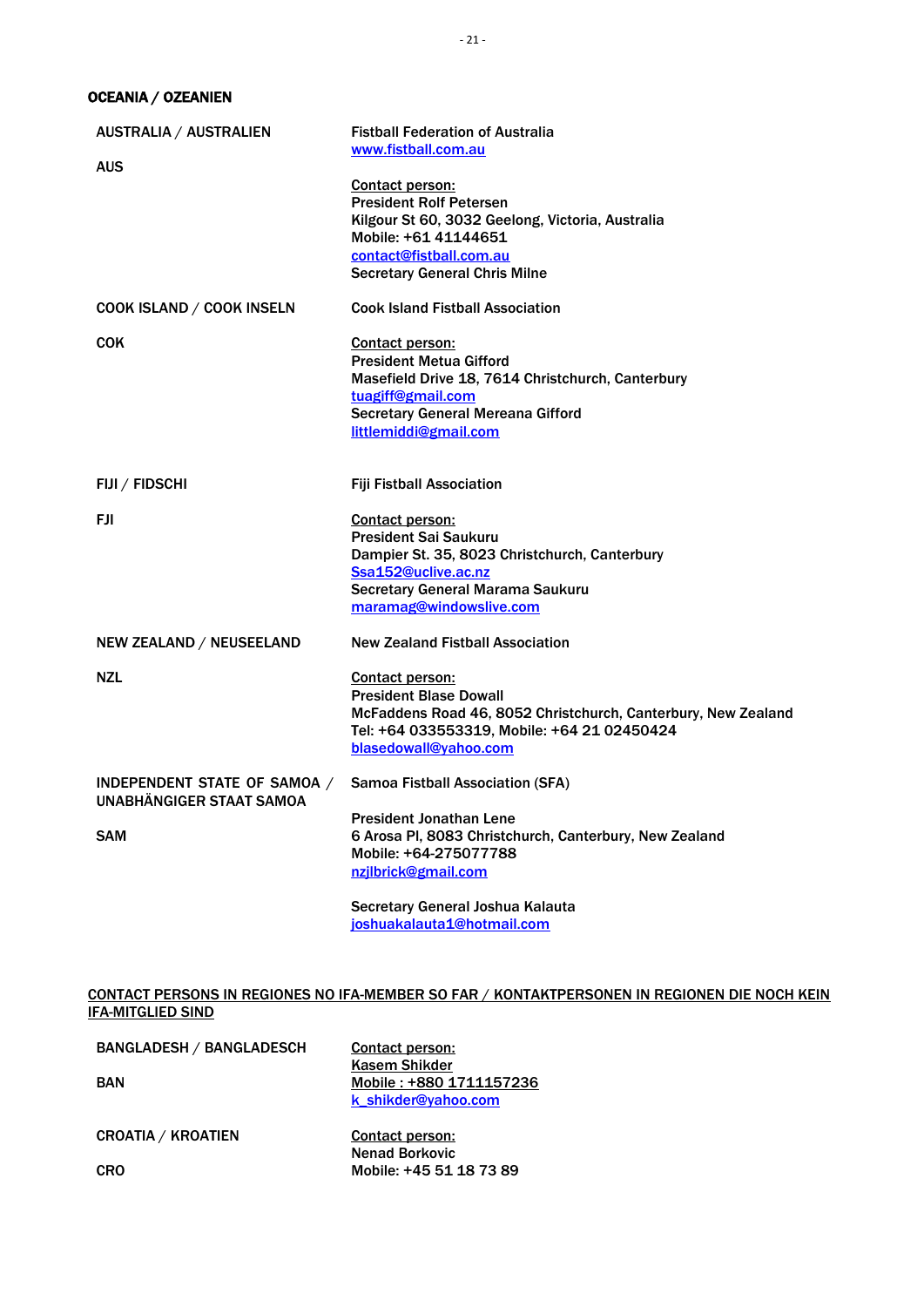## OCEANIA / OZEANIEN

| | |
|---|---|
| **AUSTRALIA / AUSTRALIEN**<br><br>**AUS** | **Fistball Federation of Australia**<br>www.fistball.com.au<br><br>Contact person:<br>President Rolf Petersen<br>Kilgour St 60, 3032 Geelong, Victoria, Australia<br>Mobile: +61 41144651<br>contact@fistball.com.au<br>Secretary General Chris Milne |
| **COOK ISLAND / COOK INSELN**<br><br>**COK** | **Cook Island Fistball Association**<br><br>Contact person:<br>President Metua Gifford<br>Masefield Drive 18, 7614 Christchurch, Canterbury<br>tuagiff@gmail.com<br>Secretary General Mereana Gifford<br>littlemiddi@gmail.com |
| **FIJI / FIDSCHI**<br><br>**FJI** | **Fiji Fistball Association**<br><br>Contact person:<br>President Sai Saukuru<br>Dampier St. 35, 8023 Christchurch, Canterbury<br>Ssa152@uclive.ac.nz<br>Secretary General Marama Saukuru<br>maramag@windowslive.com |
| **NEW ZEALAND / NEUSEELAND**<br><br>**NZL** | **New Zealand Fistball Association**<br><br>Contact person:<br>President Blase Dowall<br>McFaddens Road 46, 8052 Christchurch, Canterbury, New Zealand<br>Tel: +64 033553319, Mobile: +64 21 02450424<br>blasedowall@yahoo.com |
| **INDEPENDENT STATE OF SAMOA / UNABHÄNGIGER STAAT SAMOA**<br><br>**SAM** | **Samoa Fistball Association (SFA)**<br><br>President Jonathan Lene<br>6 Arosa Pl, 8083 Christchurch, Canterbury, New Zealand<br>Mobile: +64-275077788<br>nzjlbrick@gmail.com<br><br>Secretary General Joshua Kalauta<br>joshuakalauta1@hotmail.com |

## CONTACT PERSONS IN REGIONES NO IFA-MEMBER SO FAR / KONTAKTPERSONEN IN REGIONEN DIE NOCH KEIN IFA-MITGLIED SIND

| | |
|---|---|
| **BANGLADESH / BANGLADESCH**<br><br>**BAN** | Contact person:<br>Kasem Shikder<br>Mobile : +880 1711157236<br>k_shikder@yahoo.com |
| **CROATIA / KROATIEN**<br><br>**CRO** | Contact person:<br>Nenad Borkovic<br>Mobile: +45 51 18 73 89 |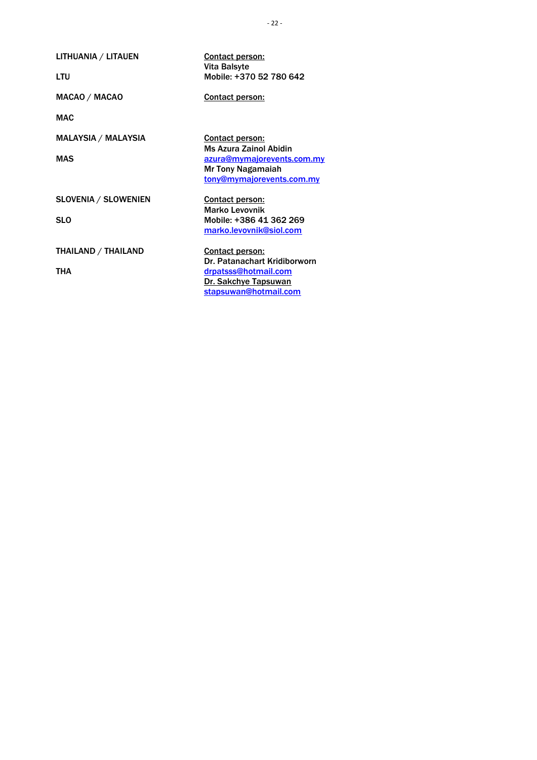| | |
|---|---|
| **LITHUANIA / LITAUEN**<br><br>**LTU** | **Contact person:**<br>**Vita Balsyte**<br>**Mobile: +370 52 780 642** |
| **MACAO / MACAO**<br><br>**MAC** | **Contact person:** |
| **MALAYSIA / MALAYSIA**<br><br>**MAS** | **Contact person:**<br>**Ms Azura Zainol Abidin**<br>**azura@mymajorevents.com.my**<br>**Mr Tony Nagamaiah**<br>**tony@mymajorevents.com.my** |
| **SLOVENIA / SLOWENIEN**<br><br>**SLO** | **Contact person:**<br>**Marko Levovnik**<br>**Mobile: +386 41 362 269**<br>**marko.levovnik@siol.com** |
| **THAILAND / THAILAND**<br><br>**THA** | **Contact person:**<br>**Dr. Patanachart Kridiborworn**<br>**drpatsss@hotmail.com**<br>**Dr. Sakchye Tapsuwan**<br>**stapsuwan@hotmail.com** |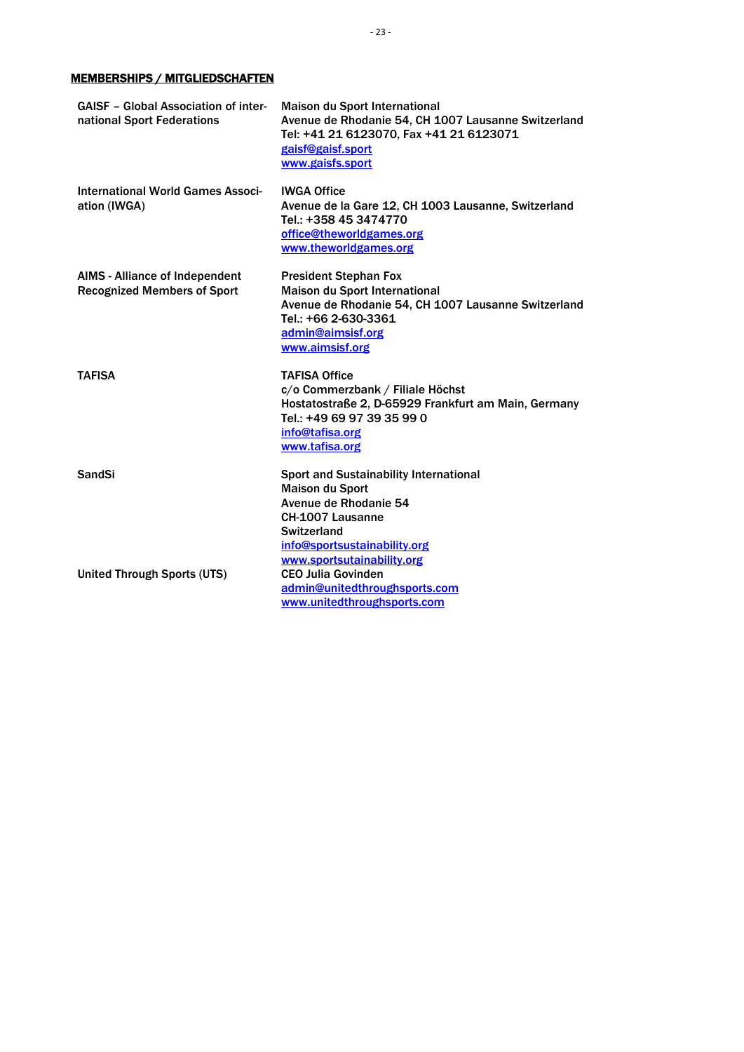## MEMBERSHIPS / MITGLIEDSCHAFTEN

| | |
|---|---|
| GAISF – Global Association of international Sport Federations | Maison du Sport International<br>Avenue de Rhodanie 54, CH 1007 Lausanne Switzerland<br>Tel: +41 21 6123070, Fax +41 21 6123071<br>gaisf@gaisf.sport<br>www.gaisfs.sport |
| International World Games Association (IWGA) | IWGA Office<br>Avenue de la Gare 12, CH 1003 Lausanne, Switzerland<br>Tel.: +358 45 3474770<br>office@theworldgames.org<br>www.theworldgames.org |
| AIMS - Alliance of Independent Recognized Members of Sport | President Stephan Fox<br>Maison du Sport International<br>Avenue de Rhodanie 54, CH 1007 Lausanne Switzerland<br>Tel.: +66 2-630-3361<br>admin@aimsisf.org<br>www.aimsisf.org |
| TAFISA | TAFISA Office<br>c/o Commerzbank / Filiale Höchst<br>Hostatostraße 2, D-65929 Frankfurt am Main, Germany<br>Tel.: +49 69 97 39 35 99 0<br>info@tafisa.org<br>www.tafisa.org |
| SandSi | Sport and Sustainability International<br>Maison du Sport<br>Avenue de Rhodanie 54<br>CH-1007 Lausanne<br>Switzerland<br>info@sportsustainability.org<br>www.sportsutainability.org |
| United Through Sports (UTS) | CEO Julia Govinden<br>admin@unitedthroughsports.com<br>www.unitedthroughsports.com |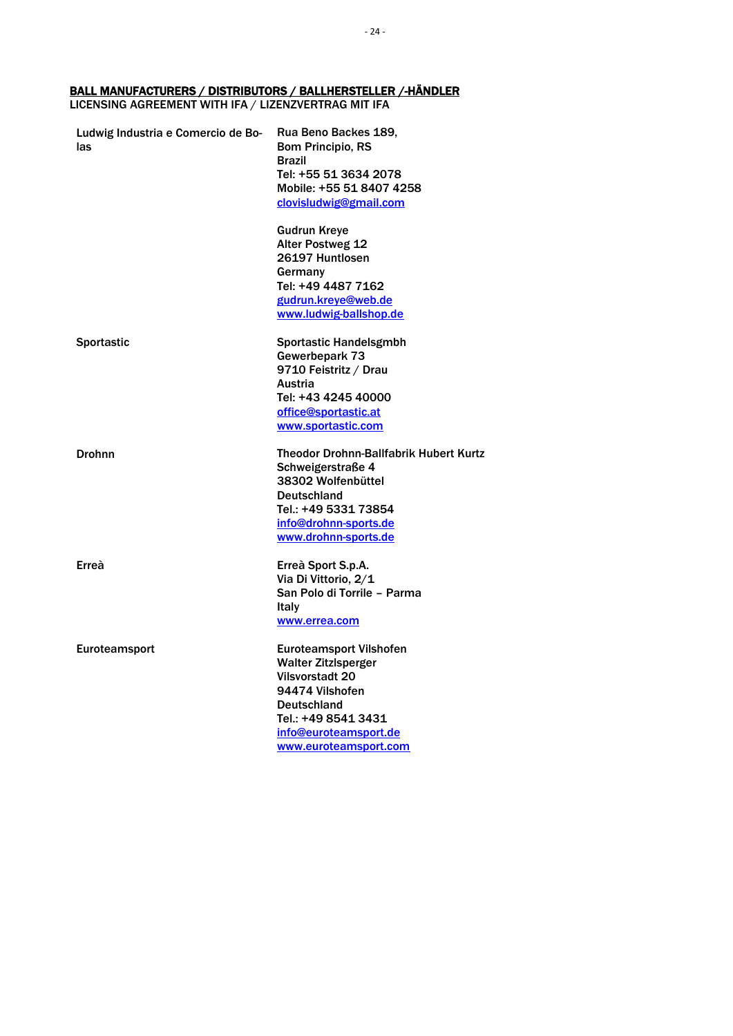**BALL MANUFACTURERS / DISTRIBUTORS / BALLHERSTELLER /-HÄNDLER**
LICENSING AGREEMENT WITH IFA / LIZENZVERTRAG MIT IFA

| | |
|---|---|
| Ludwig Industria e Comercio de Bolas | Rua Beno Backes 189,<br>Bom Principio, RS<br>Brazil<br>Tel: +55 51 3634 2078<br>Mobile: +55 51 8407 4258<br>clovisludwig@gmail.com<br><br>Gudrun Kreye<br>Alter Postweg 12<br>26197 Huntlosen<br>Germany<br>Tel: +49 4487 7162<br>gudrun.kreye@web.de<br>www.ludwig-ballshop.de |
| Sportastic | Sportastic Handelsgmbh<br>Gewerbepark 73<br>9710 Feistritz / Drau<br>Austria<br>Tel: +43 4245 40000<br>office@sportastic.at<br>www.sportastic.com |
| Drohnn | Theodor Drohnn-Ballfabrik Hubert Kurtz<br>Schweigerstraße 4<br>38302 Wolfenbüttel<br>Deutschland<br>Tel.: +49 5331 73854<br>info@drohnn-sports.de<br>www.drohnn-sports.de |
| Erreà | Erreà Sport S.p.A.<br>Via Di Vittorio, 2/1<br>San Polo di Torrile – Parma<br>Italy<br>www.errea.com |
| Euroteamsport | Euroteamsport Vilshofen<br>Walter Zitzlsperger<br>Vilsvorstadt 20<br>94474 Vilshofen<br>Deutschland<br>Tel.: +49 8541 3431<br>info@euroteamsport.de<br>www.euroteamsport.com |